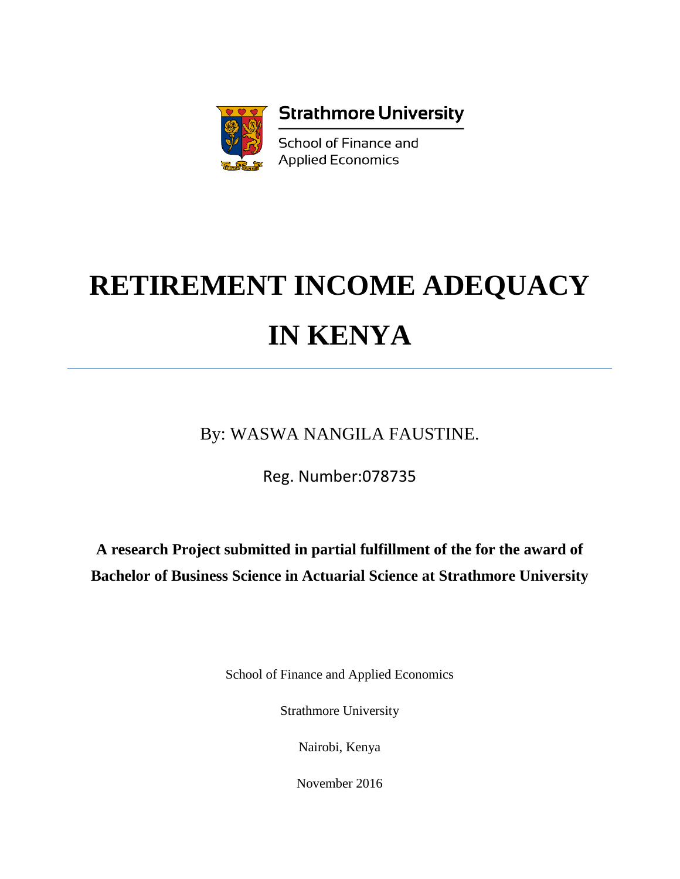Strathmore University

School of Finance and Applied Economics

# RETIREMENT INCOME ADEQUACY IN KENYA

---

By: WASWA NANGILA FAUSTINE.

Reg. Number:078735

**A research Project submitted in partial fulfillment of the for the award of Bachelor of Business Science in Actuarial Science at Strathmore University**

School of Finance and Applied Economics

Strathmore University

Nairobi, Kenya

November 2016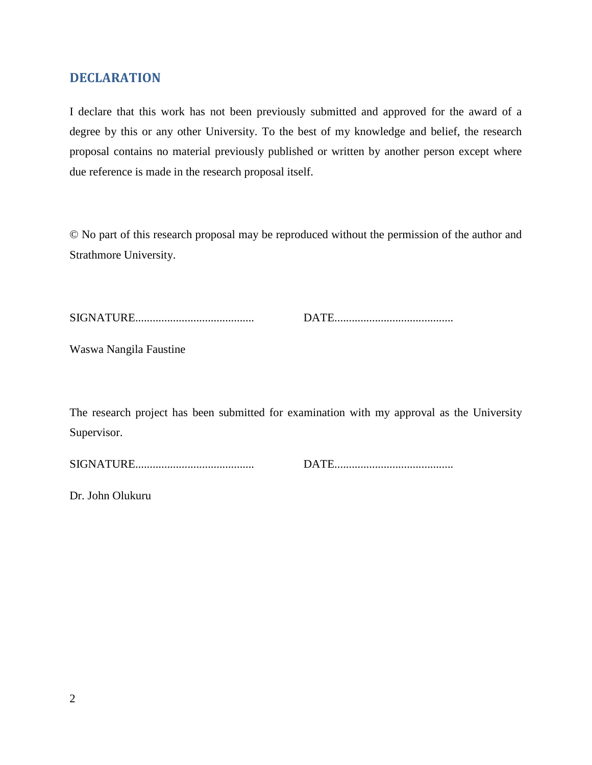## DECLARATION

I declare that this work has not been previously submitted and approved for the award of a degree by this or any other University. To the best of my knowledge and belief, the research proposal contains no material previously published or written by another person except where due reference is made in the research proposal itself.

© No part of this research proposal may be reproduced without the permission of the author and Strathmore University.

SIGNATURE......................................... DATE.........................................

Waswa Nangila Faustine

The research project has been submitted for examination with my approval as the University Supervisor.

SIGNATURE......................................... DATE.........................................

Dr. John Olukuru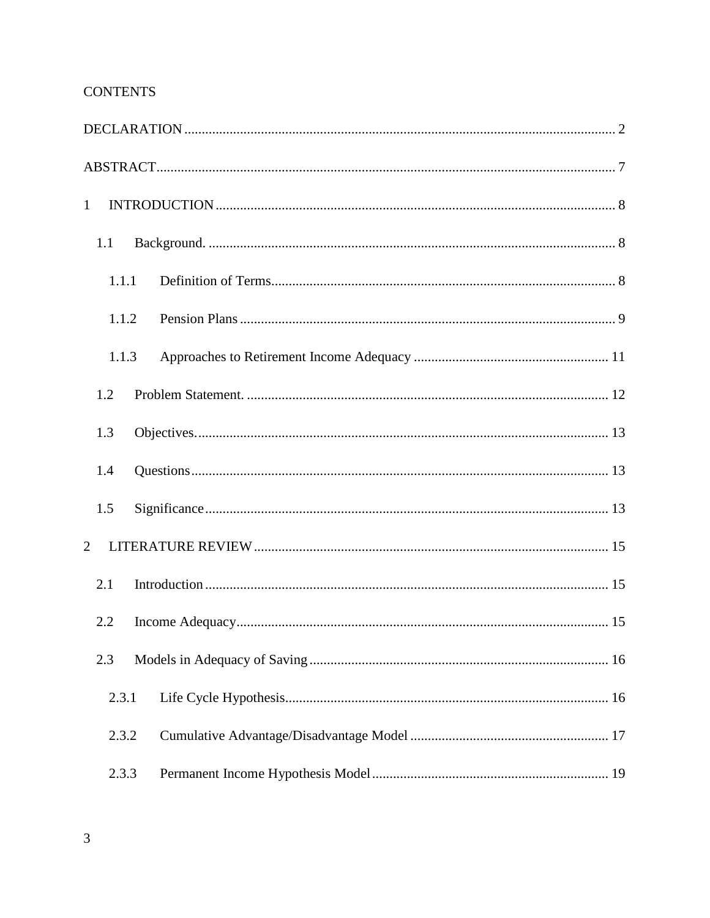CONTENTS

DECLARATION ........................................................................................................................... 2

ABSTRACT................................................................................................................................... 7

1 INTRODUCTION .................................................................................................................. 8

1.1 Background. .................................................................................................................... 8

1.1.1 Definition of Terms.................................................................................................. 8

1.1.2 Pension Plans ........................................................................................................... 9

1.1.3 Approaches to Retirement Income Adequacy ........................................................ 11

1.2 Problem Statement. ........................................................................................................ 12

1.3 Objectives....................................................................................................................... 13

1.4 Questions........................................................................................................................ 13

1.5 Significance .................................................................................................................... 13

2 LITERATURE REVIEW ..................................................................................................... 15

2.1 Introduction .................................................................................................................... 15

2.2 Income Adequacy........................................................................................................... 15

2.3 Models in Adequacy of Saving ...................................................................................... 16

2.3.1 Life Cycle Hypothesis............................................................................................. 16

2.3.2 Cumulative Advantage/Disadvantage Model ......................................................... 17

2.3.3 Permanent Income Hypothesis Model.................................................................... 19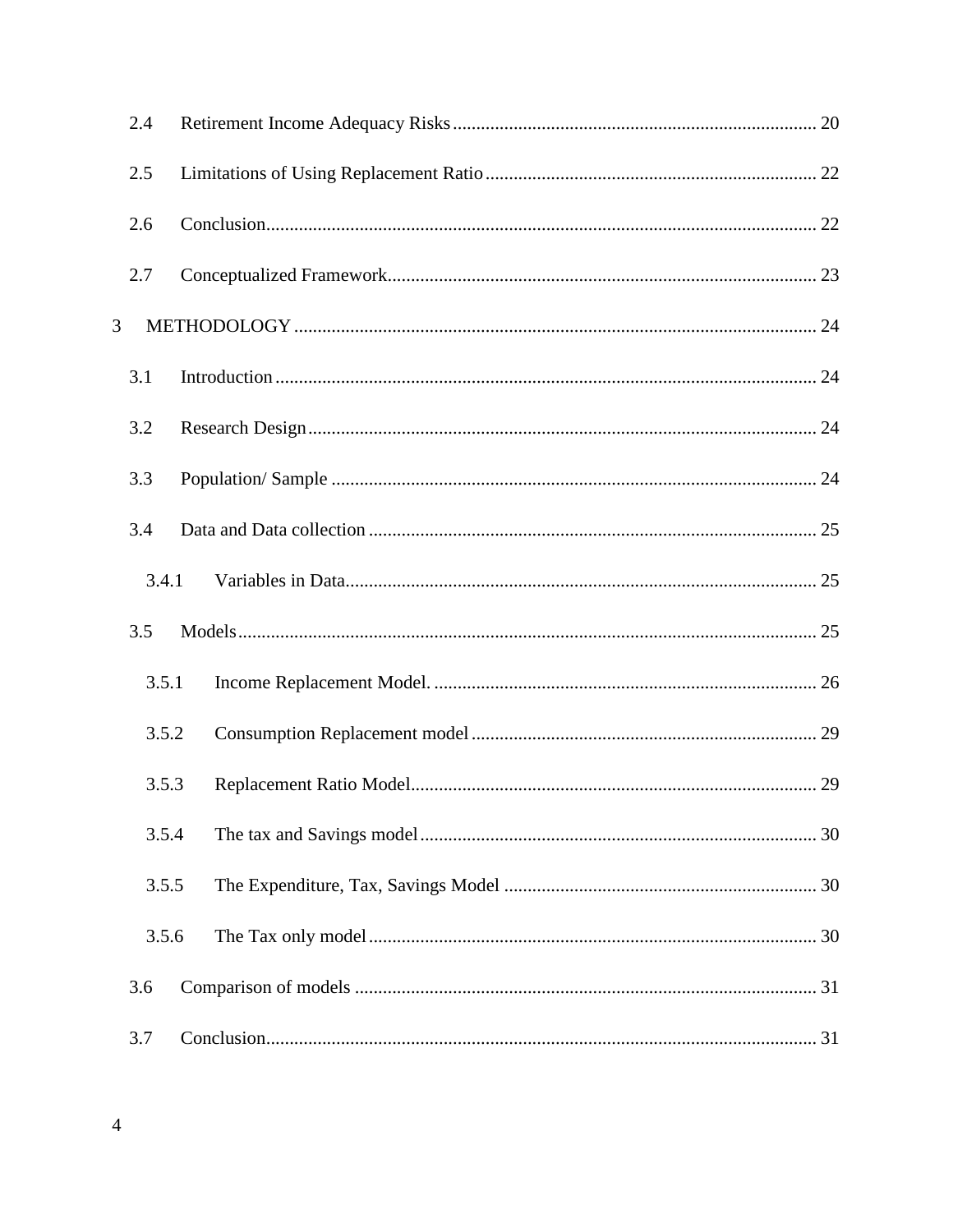2.4 Retirement Income Adequacy Risks ........................................................................... 20

2.5 Limitations of Using Replacement Ratio ...................................................................... 22

2.6 Conclusion .................................................................................................................. 22

2.7 Conceptualized Framework ......................................................................................... 23

3 METHODOLOGY ............................................................................................................. 24

3.1 Introduction ................................................................................................................ 24

3.2 Research Design .......................................................................................................... 24

3.3 Population/ Sample ..................................................................................................... 24

3.4 Data and Data collection ............................................................................................. 25

3.4.1 Variables in Data .................................................................................................. 25

3.5 Models ........................................................................................................................ 25

3.5.1 Income Replacement Model. ................................................................................ 26

3.5.2 Consumption Replacement model ....................................................................... 29

3.5.3 Replacement Ratio Model .................................................................................... 29

3.5.4 The tax and Savings model .................................................................................. 30

3.5.5 The Expenditure, Tax, Savings Model ................................................................. 30

3.5.6 The Tax only model ............................................................................................. 30

3.6 Comparison of models ................................................................................................ 31

3.7 Conclusion .................................................................................................................. 31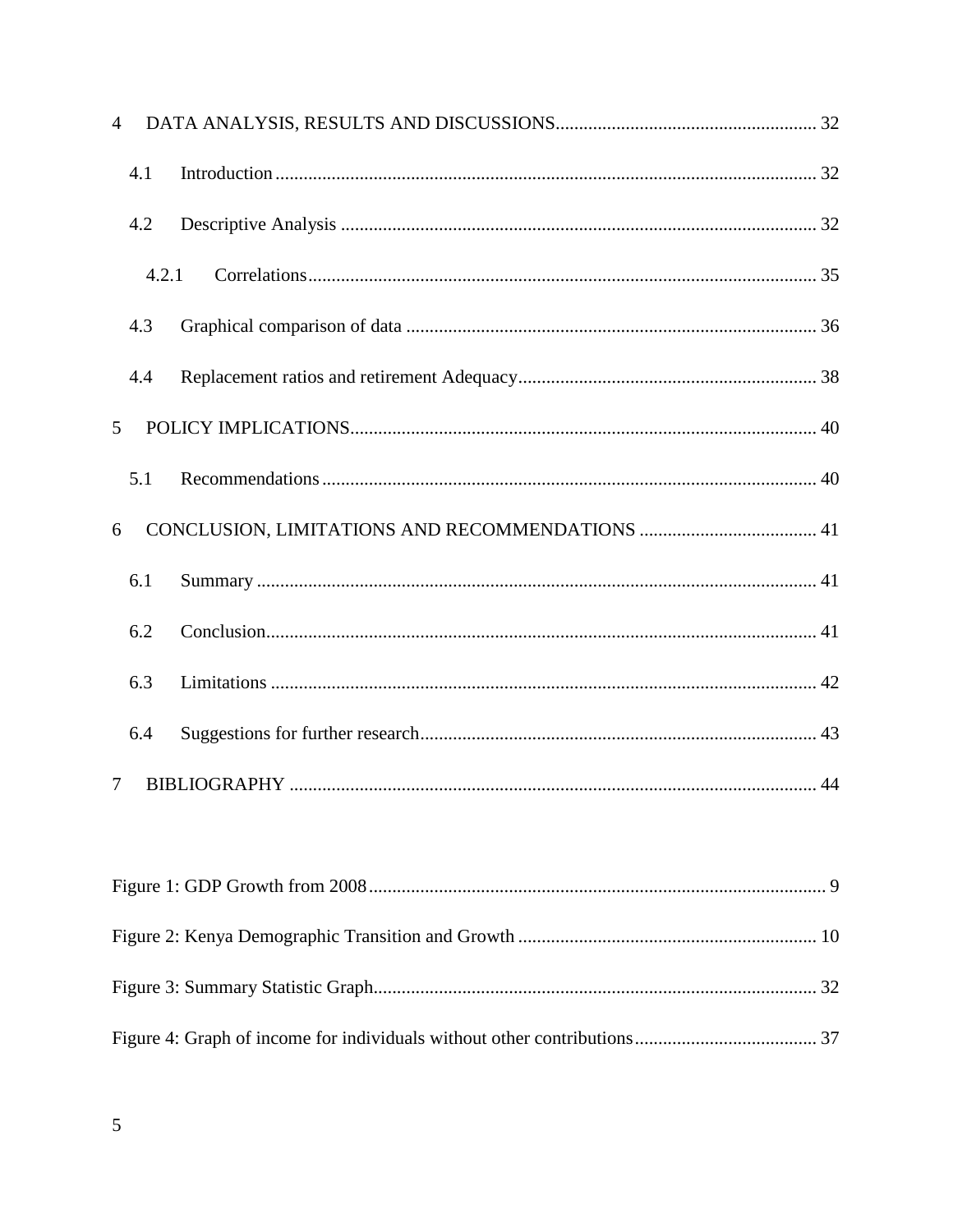4 DATA ANALYSIS, RESULTS AND DISCUSSIONS....................................................... 32

4.1 Introduction.................................................................................................................. 32

4.2 Descriptive Analysis ..................................................................................................... 32

4.2.1 Correlations............................................................................................................. 35

4.3 Graphical comparison of data ....................................................................................... 36

4.4 Replacement ratios and retirement Adequacy............................................................... 38

5 POLICY IMPLICATIONS................................................................................................... 40

5.1 Recommendations......................................................................................................... 40

6 CONCLUSION, LIMITATIONS AND RECOMMENDATIONS ...................................... 41

6.1 Summary ...................................................................................................................... 41

6.2 Conclusion.................................................................................................................... 41

6.3 Limitations ................................................................................................................... 42

6.4 Suggestions for further research.................................................................................... 43

7 BIBLIOGRAPHY ................................................................................................................ 44

Figure 1: GDP Growth from 2008 ................................................................................................ 9

Figure 2: Kenya Demographic Transition and Growth ............................................................... 10

Figure 3: Summary Statistic Graph.............................................................................................. 32

Figure 4: Graph of income for individuals without other contributions....................................... 37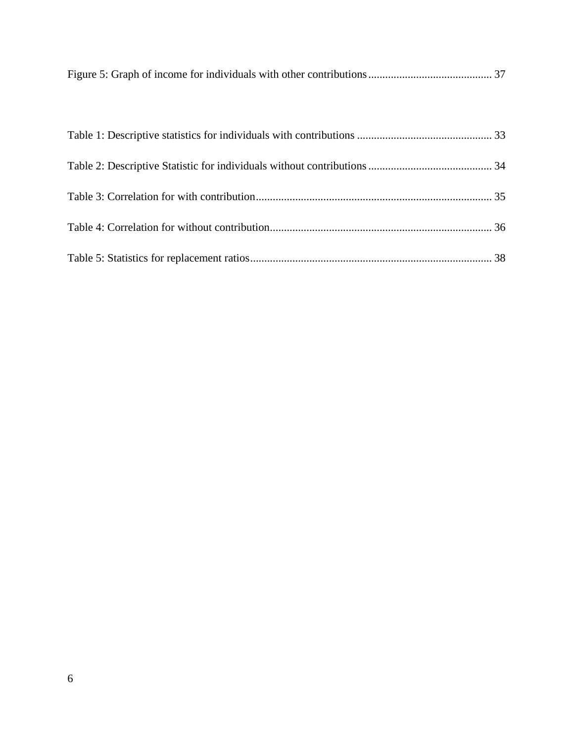Figure 5: Graph of income for individuals with other contributions ........................................... 37

Table 1: Descriptive statistics for individuals with contributions ............................................... 33

Table 2: Descriptive Statistic for individuals without contributions ........................................... 34

Table 3: Correlation for with contribution.................................................................................... 35

Table 4: Correlation for without contribution............................................................................... 36

Table 5: Statistics for replacement ratios...................................................................................... 38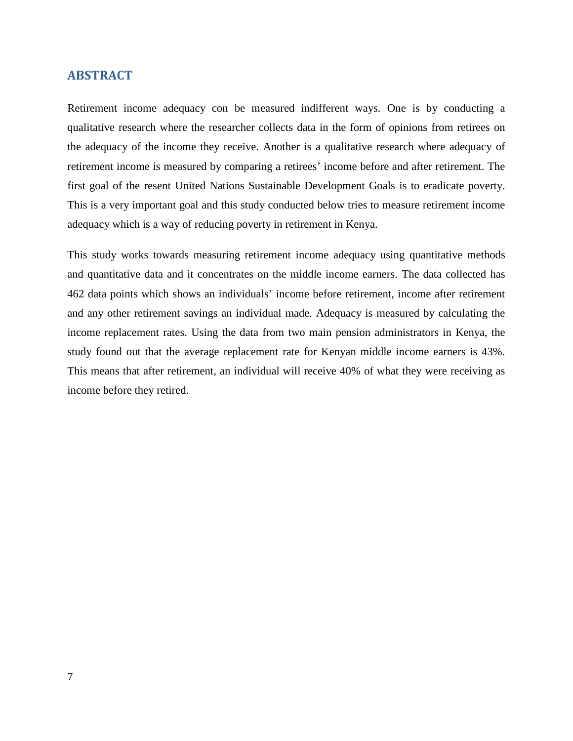## ABSTRACT

Retirement income adequacy con be measured indifferent ways. One is by conducting a qualitative research where the researcher collects data in the form of opinions from retirees on the adequacy of the income they receive. Another is a qualitative research where adequacy of retirement income is measured by comparing a retirees' income before and after retirement. The first goal of the resent United Nations Sustainable Development Goals is to eradicate poverty. This is a very important goal and this study conducted below tries to measure retirement income adequacy which is a way of reducing poverty in retirement in Kenya.

This study works towards measuring retirement income adequacy using quantitative methods and quantitative data and it concentrates on the middle income earners. The data collected has 462 data points which shows an individuals' income before retirement, income after retirement and any other retirement savings an individual made. Adequacy is measured by calculating the income replacement rates. Using the data from two main pension administrators in Kenya, the study found out that the average replacement rate for Kenyan middle income earners is 43%. This means that after retirement, an individual will receive 40% of what they were receiving as income before they retired.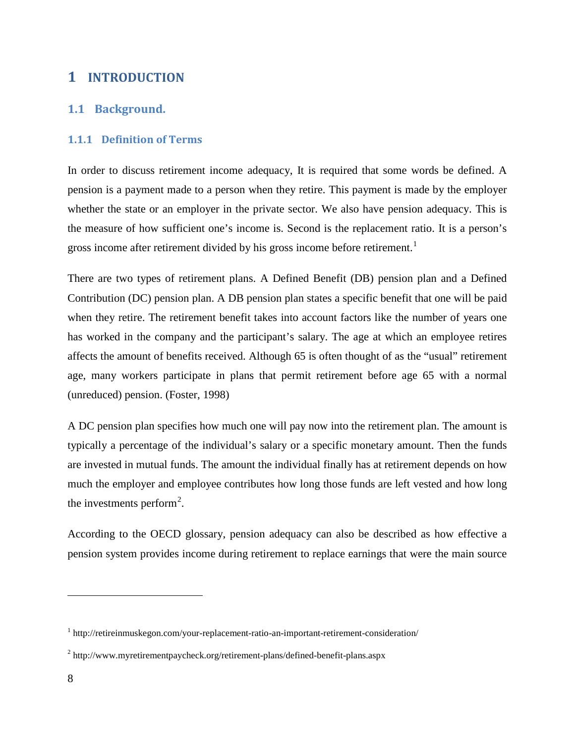# 1 INTRODUCTION

## 1.1 Background.

### 1.1.1 Definition of Terms

In order to discuss retirement income adequacy, It is required that some words be defined. A pension is a payment made to a person when they retire. This payment is made by the employer whether the state or an employer in the private sector. We also have pension adequacy. This is the measure of how sufficient one's income is. Second is the replacement ratio. It is a person's gross income after retirement divided by his gross income before retirement.[1]

There are two types of retirement plans. A Defined Benefit (DB) pension plan and a Defined Contribution (DC) pension plan. A DB pension plan states a specific benefit that one will be paid when they retire. The retirement benefit takes into account factors like the number of years one has worked in the company and the participant's salary. The age at which an employee retires affects the amount of benefits received. Although 65 is often thought of as the "usual" retirement age, many workers participate in plans that permit retirement before age 65 with a normal (unreduced) pension. (Foster, 1998)

A DC pension plan specifies how much one will pay now into the retirement plan. The amount is typically a percentage of the individual's salary or a specific monetary amount. Then the funds are invested in mutual funds. The amount the individual finally has at retirement depends on how much the employer and employee contributes how long those funds are left vested and how long the investments perform[2].

According to the OECD glossary, pension adequacy can also be described as how effective a pension system provides income during retirement to replace earnings that were the main source

---

[1] http://retireinmuskegon.com/your-replacement-ratio-an-important-retirement-consideration/

[2] http://www.myretirementpaycheck.org/retirement-plans/defined-benefit-plans.aspx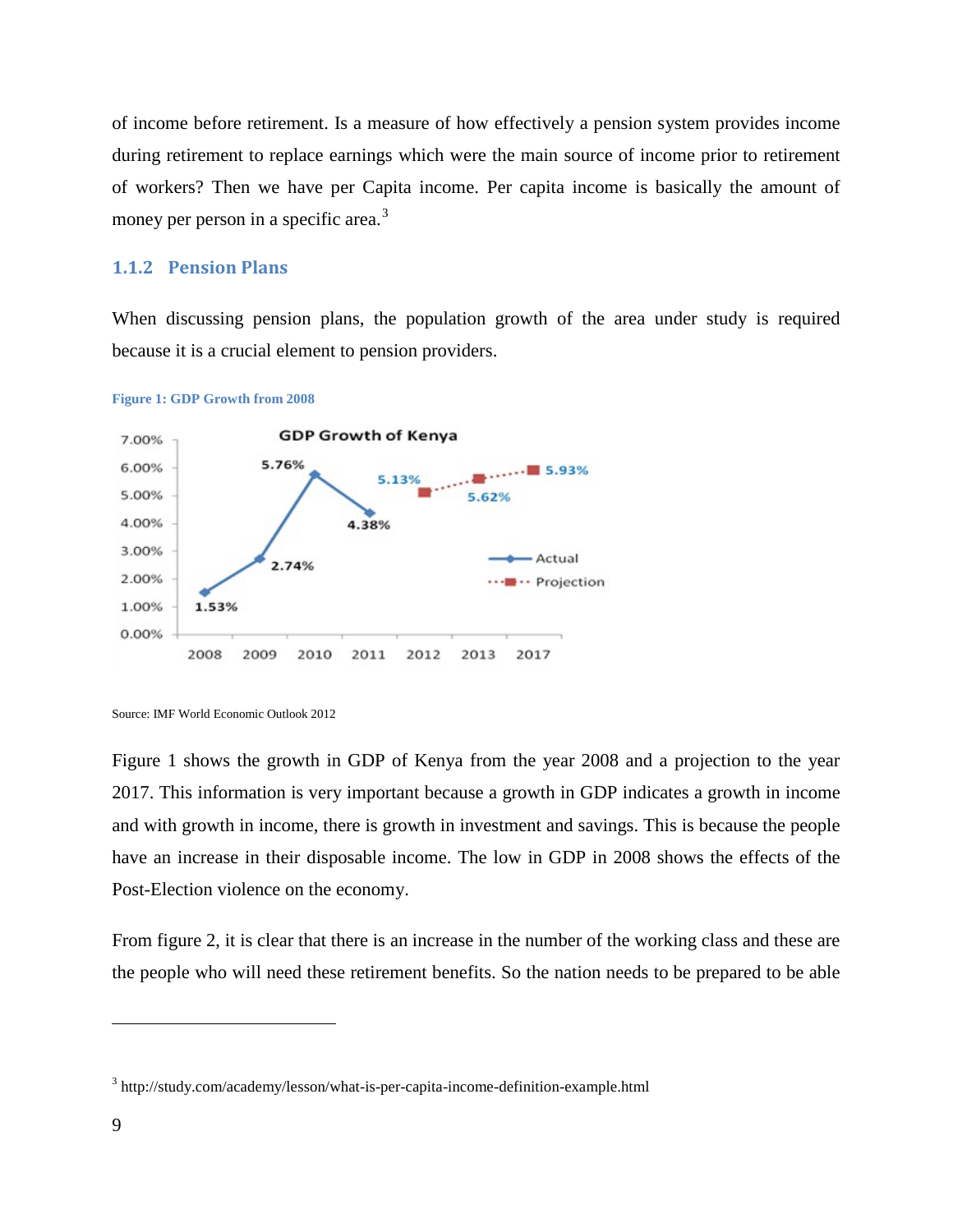of income before retirement. Is a measure of how effectively a pension system provides income during retirement to replace earnings which were the main source of income prior to retirement of workers? Then we have per Capita income. Per capita income is basically the amount of money per person in a specific area.[3]

### 1.1.2 Pension Plans

When discussing pension plans, the population growth of the area under study is required because it is a crucial element to pension providers.

**Figure 1: GDP Growth from 2008**

Source: IMF World Economic Outlook 2012

Figure 1 shows the growth in GDP of Kenya from the year 2008 and a projection to the year 2017. This information is very important because a growth in GDP indicates a growth in income and with growth in income, there is growth in investment and savings. This is because the people have an increase in their disposable income. The low in GDP in 2008 shows the effects of the Post-Election violence on the economy.

From figure 2, it is clear that there is an increase in the number of the working class and these are the people who will need these retirement benefits. So the nation needs to be prepared to be able

---

[3] http://study.com/academy/lesson/what-is-per-capita-income-definition-example.html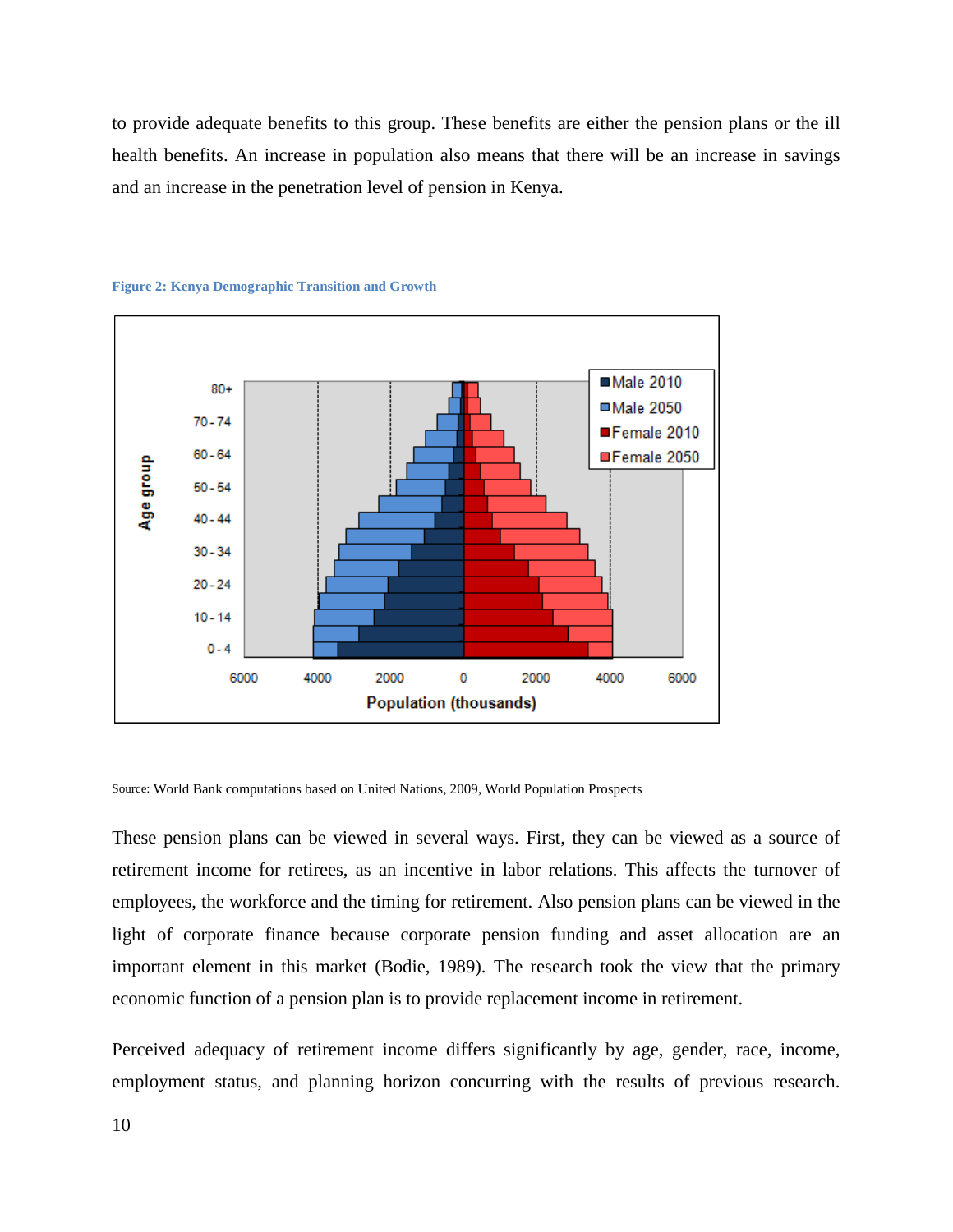to provide adequate benefits to this group. These benefits are either the pension plans or the ill health benefits. An increase in population also means that there will be an increase in savings and an increase in the penetration level of pension in Kenya.

**Figure 2: Kenya Demographic Transition and Growth**

Source: World Bank computations based on United Nations, 2009, World Population Prospects

These pension plans can be viewed in several ways. First, they can be viewed as a source of retirement income for retirees, as an incentive in labor relations. This affects the turnover of employees, the workforce and the timing for retirement. Also pension plans can be viewed in the light of corporate finance because corporate pension funding and asset allocation are an important element in this market (Bodie, 1989). The research took the view that the primary economic function of a pension plan is to provide replacement income in retirement.

Perceived adequacy of retirement income differs significantly by age, gender, race, income, employment status, and planning horizon concurring with the results of previous research.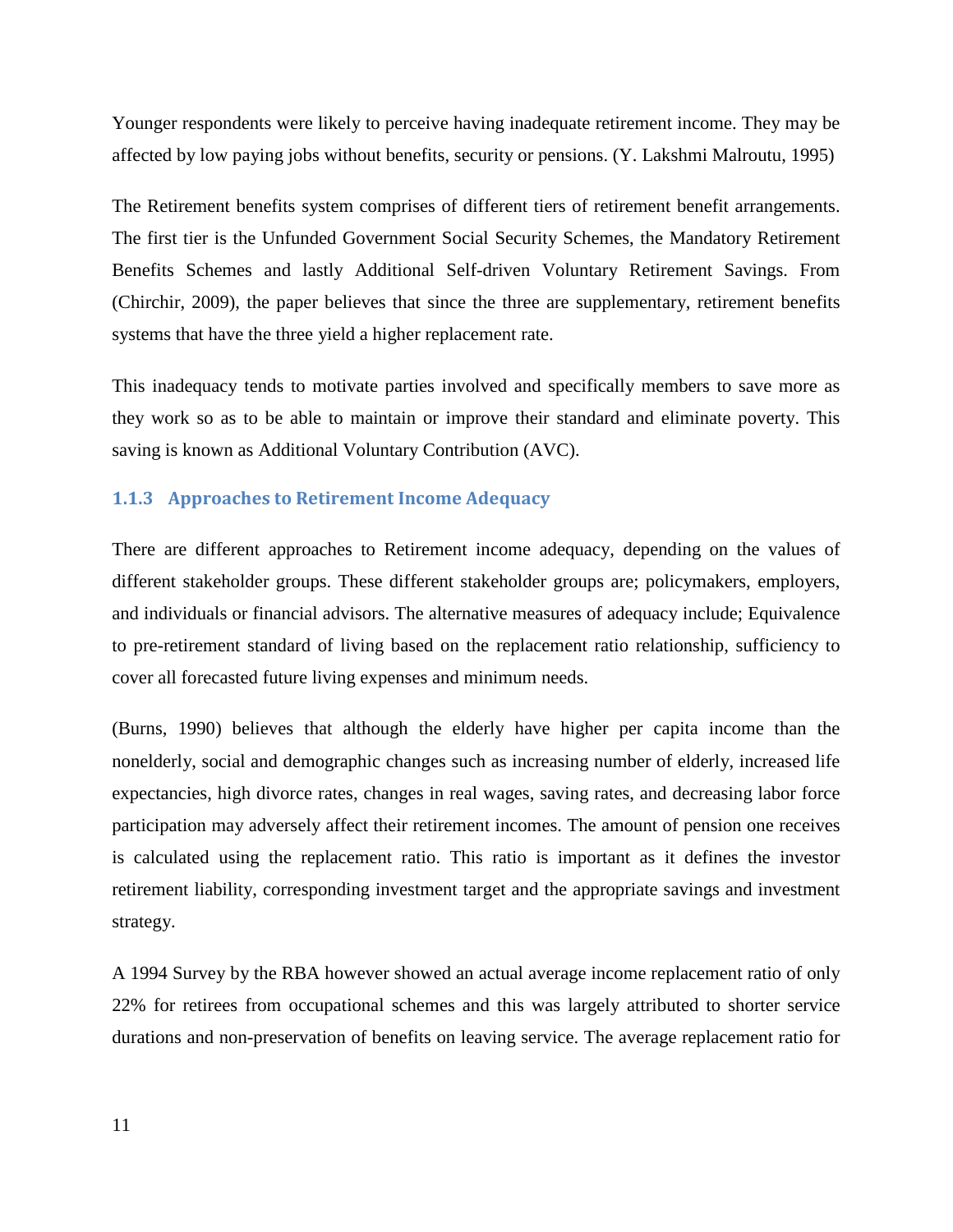Younger respondents were likely to perceive having inadequate retirement income. They may be affected by low paying jobs without benefits, security or pensions. (Y. Lakshmi Malroutu, 1995)

The Retirement benefits system comprises of different tiers of retirement benefit arrangements. The first tier is the Unfunded Government Social Security Schemes, the Mandatory Retirement Benefits Schemes and lastly Additional Self-driven Voluntary Retirement Savings. From (Chirchir, 2009), the paper believes that since the three are supplementary, retirement benefits systems that have the three yield a higher replacement rate.

This inadequacy tends to motivate parties involved and specifically members to save more as they work so as to be able to maintain or improve their standard and eliminate poverty. This saving is known as Additional Voluntary Contribution (AVC).

### 1.1.3 Approaches to Retirement Income Adequacy

There are different approaches to Retirement income adequacy, depending on the values of different stakeholder groups. These different stakeholder groups are; policymakers, employers, and individuals or financial advisors. The alternative measures of adequacy include; Equivalence to pre-retirement standard of living based on the replacement ratio relationship, sufficiency to cover all forecasted future living expenses and minimum needs.

(Burns, 1990) believes that although the elderly have higher per capita income than the nonelderly, social and demographic changes such as increasing number of elderly, increased life expectancies, high divorce rates, changes in real wages, saving rates, and decreasing labor force participation may adversely affect their retirement incomes. The amount of pension one receives is calculated using the replacement ratio. This ratio is important as it defines the investor retirement liability, corresponding investment target and the appropriate savings and investment strategy.

A 1994 Survey by the RBA however showed an actual average income replacement ratio of only 22% for retirees from occupational schemes and this was largely attributed to shorter service durations and non-preservation of benefits on leaving service. The average replacement ratio for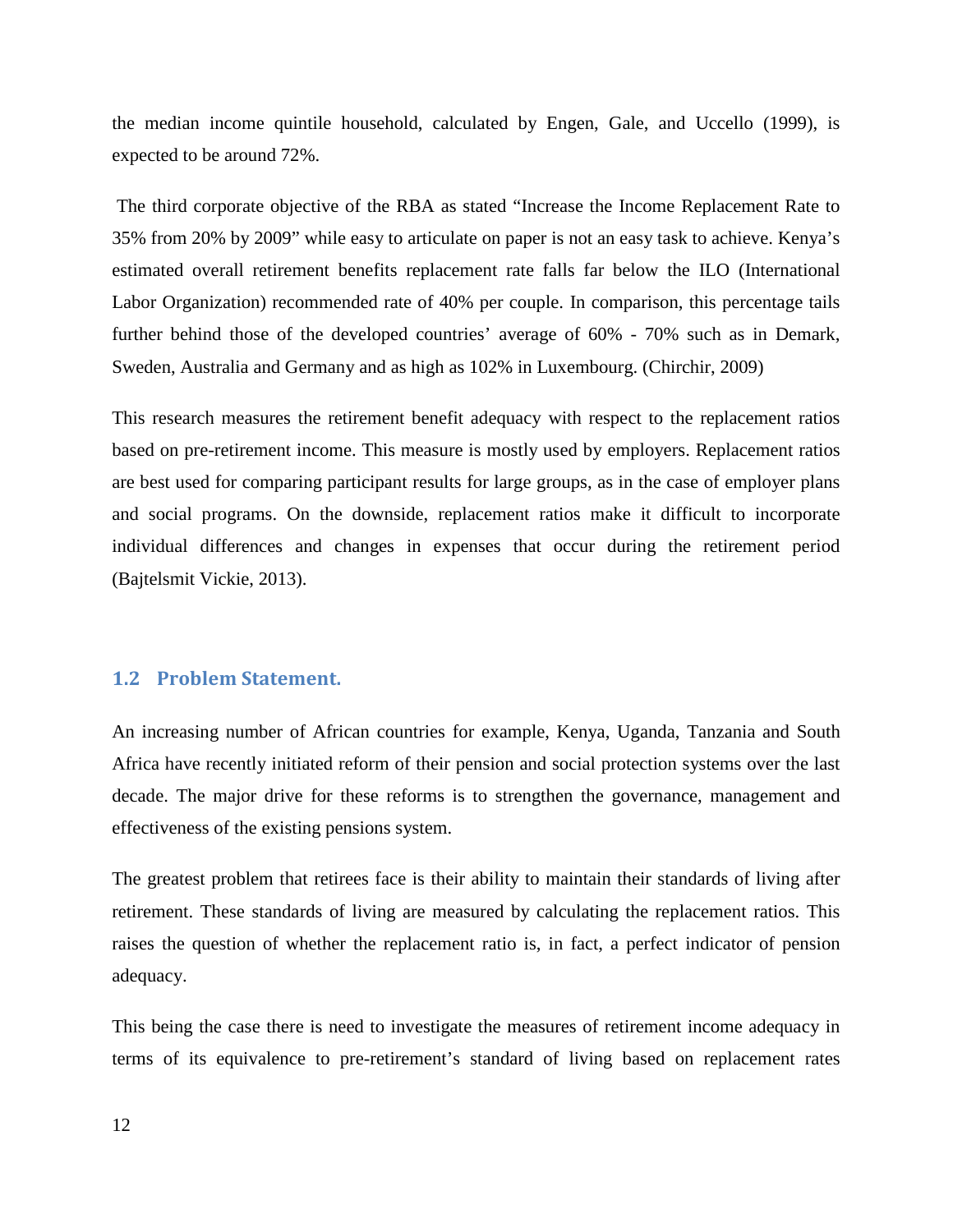the median income quintile household, calculated by Engen, Gale, and Uccello (1999), is expected to be around 72%.

The third corporate objective of the RBA as stated "Increase the Income Replacement Rate to 35% from 20% by 2009" while easy to articulate on paper is not an easy task to achieve. Kenya's estimated overall retirement benefits replacement rate falls far below the ILO (International Labor Organization) recommended rate of 40% per couple. In comparison, this percentage tails further behind those of the developed countries' average of 60% - 70% such as in Demark, Sweden, Australia and Germany and as high as 102% in Luxembourg. (Chirchir, 2009)

This research measures the retirement benefit adequacy with respect to the replacement ratios based on pre-retirement income. This measure is mostly used by employers. Replacement ratios are best used for comparing participant results for large groups, as in the case of employer plans and social programs. On the downside, replacement ratios make it difficult to incorporate individual differences and changes in expenses that occur during the retirement period (Bajtelsmit Vickie, 2013).

## 1.2 Problem Statement.

An increasing number of African countries for example, Kenya, Uganda, Tanzania and South Africa have recently initiated reform of their pension and social protection systems over the last decade. The major drive for these reforms is to strengthen the governance, management and effectiveness of the existing pensions system.

The greatest problem that retirees face is their ability to maintain their standards of living after retirement. These standards of living are measured by calculating the replacement ratios. This raises the question of whether the replacement ratio is, in fact, a perfect indicator of pension adequacy.

This being the case there is need to investigate the measures of retirement income adequacy in terms of its equivalence to pre-retirement's standard of living based on replacement rates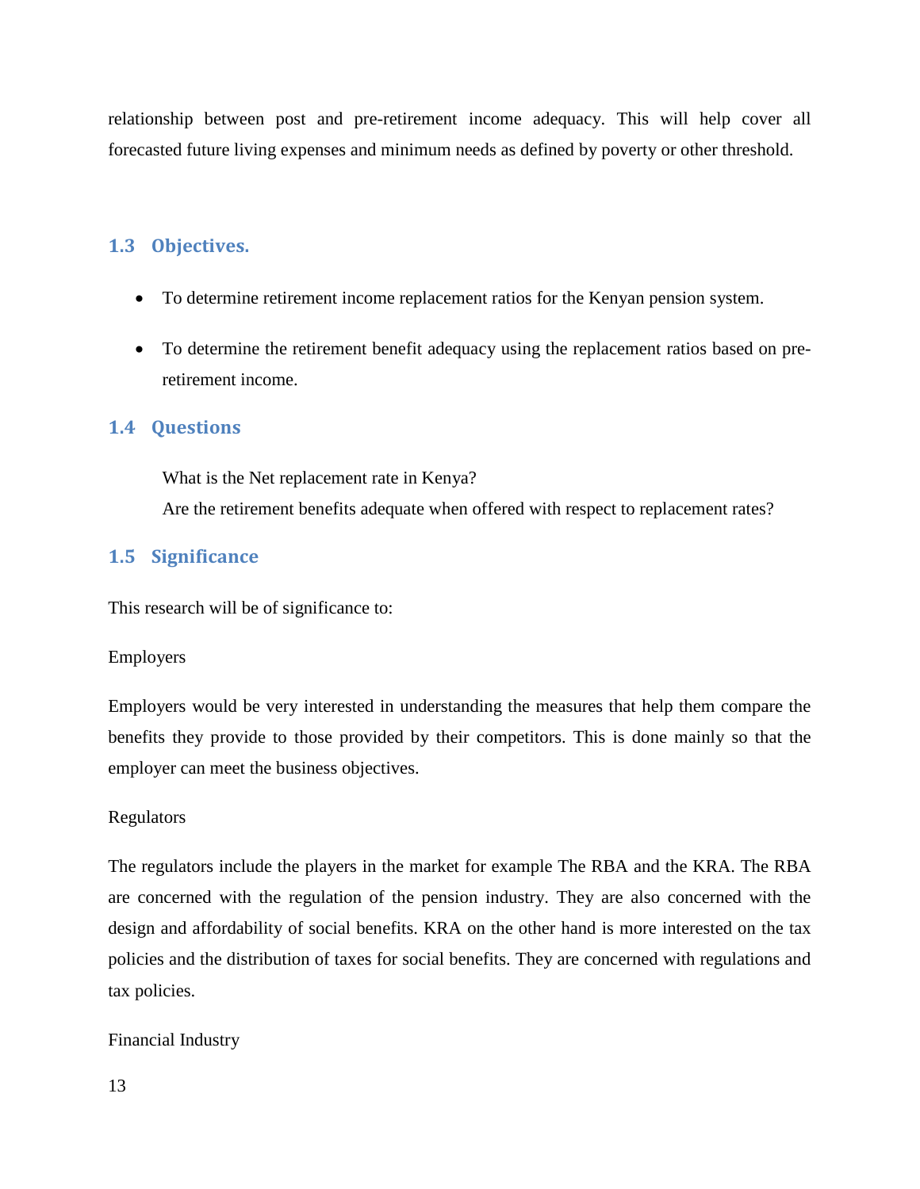relationship between post and pre-retirement income adequacy. This will help cover all forecasted future living expenses and minimum needs as defined by poverty or other threshold.

## 1.3 Objectives.

- To determine retirement income replacement ratios for the Kenyan pension system.
- To determine the retirement benefit adequacy using the replacement ratios based on pre-retirement income.

## 1.4 Questions

What is the Net replacement rate in Kenya?
Are the retirement benefits adequate when offered with respect to replacement rates?

## 1.5 Significance

This research will be of significance to:

Employers

Employers would be very interested in understanding the measures that help them compare the benefits they provide to those provided by their competitors. This is done mainly so that the employer can meet the business objectives.

Regulators

The regulators include the players in the market for example The RBA and the KRA. The RBA are concerned with the regulation of the pension industry. They are also concerned with the design and affordability of social benefits. KRA on the other hand is more interested on the tax policies and the distribution of taxes for social benefits. They are concerned with regulations and tax policies.

Financial Industry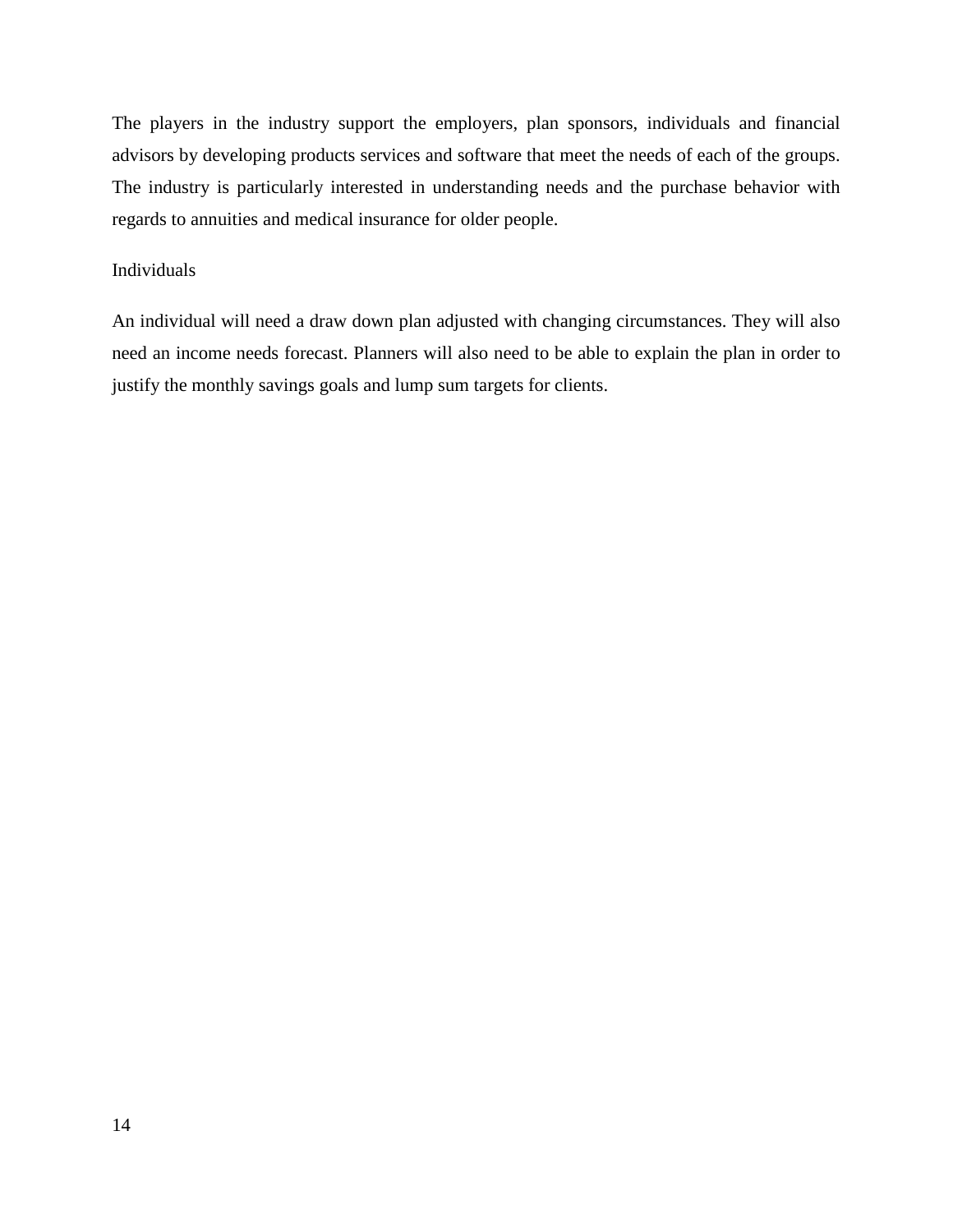The players in the industry support the employers, plan sponsors, individuals and financial advisors by developing products services and software that meet the needs of each of the groups. The industry is particularly interested in understanding needs and the purchase behavior with regards to annuities and medical insurance for older people.

Individuals

An individual will need a draw down plan adjusted with changing circumstances. They will also need an income needs forecast. Planners will also need to be able to explain the plan in order to justify the monthly savings goals and lump sum targets for clients.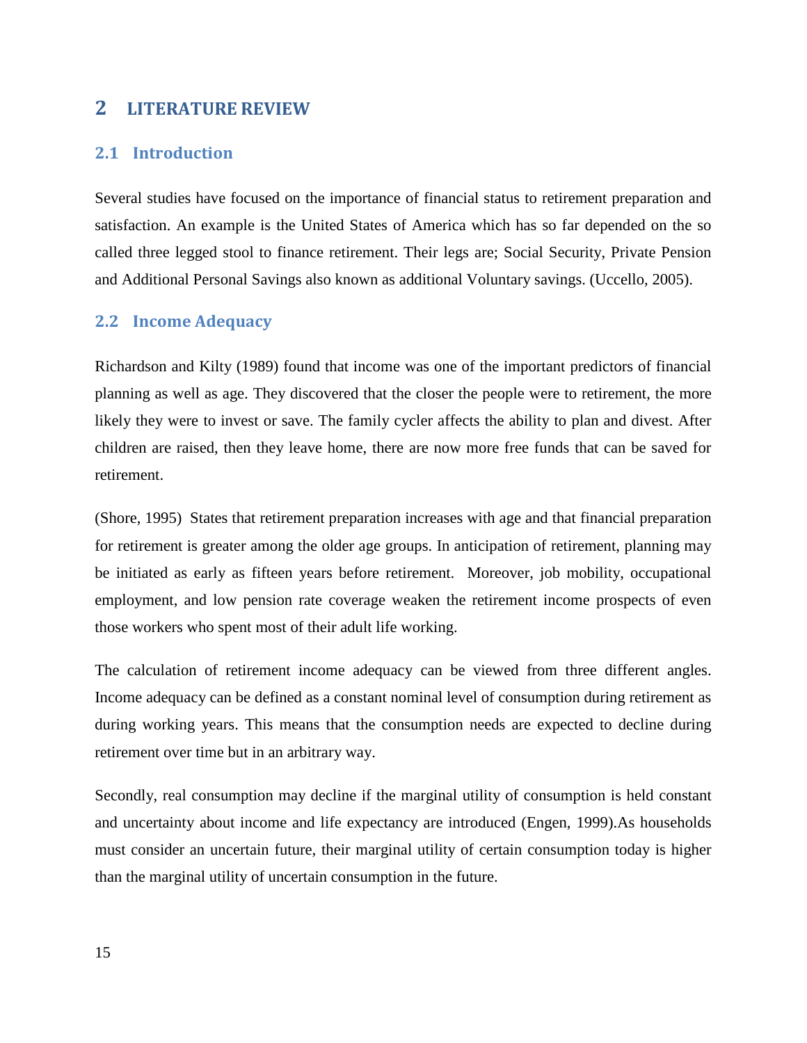# 2 LITERATURE REVIEW

## 2.1 Introduction

Several studies have focused on the importance of financial status to retirement preparation and satisfaction. An example is the United States of America which has so far depended on the so called three legged stool to finance retirement. Their legs are; Social Security, Private Pension and Additional Personal Savings also known as additional Voluntary savings. (Uccello, 2005).

## 2.2 Income Adequacy

Richardson and Kilty (1989) found that income was one of the important predictors of financial planning as well as age. They discovered that the closer the people were to retirement, the more likely they were to invest or save. The family cycler affects the ability to plan and divest. After children are raised, then they leave home, there are now more free funds that can be saved for retirement.

(Shore, 1995) States that retirement preparation increases with age and that financial preparation for retirement is greater among the older age groups. In anticipation of retirement, planning may be initiated as early as fifteen years before retirement. Moreover, job mobility, occupational employment, and low pension rate coverage weaken the retirement income prospects of even those workers who spent most of their adult life working.

The calculation of retirement income adequacy can be viewed from three different angles. Income adequacy can be defined as a constant nominal level of consumption during retirement as during working years. This means that the consumption needs are expected to decline during retirement over time but in an arbitrary way.

Secondly, real consumption may decline if the marginal utility of consumption is held constant and uncertainty about income and life expectancy are introduced (Engen, 1999).As households must consider an uncertain future, their marginal utility of certain consumption today is higher than the marginal utility of uncertain consumption in the future.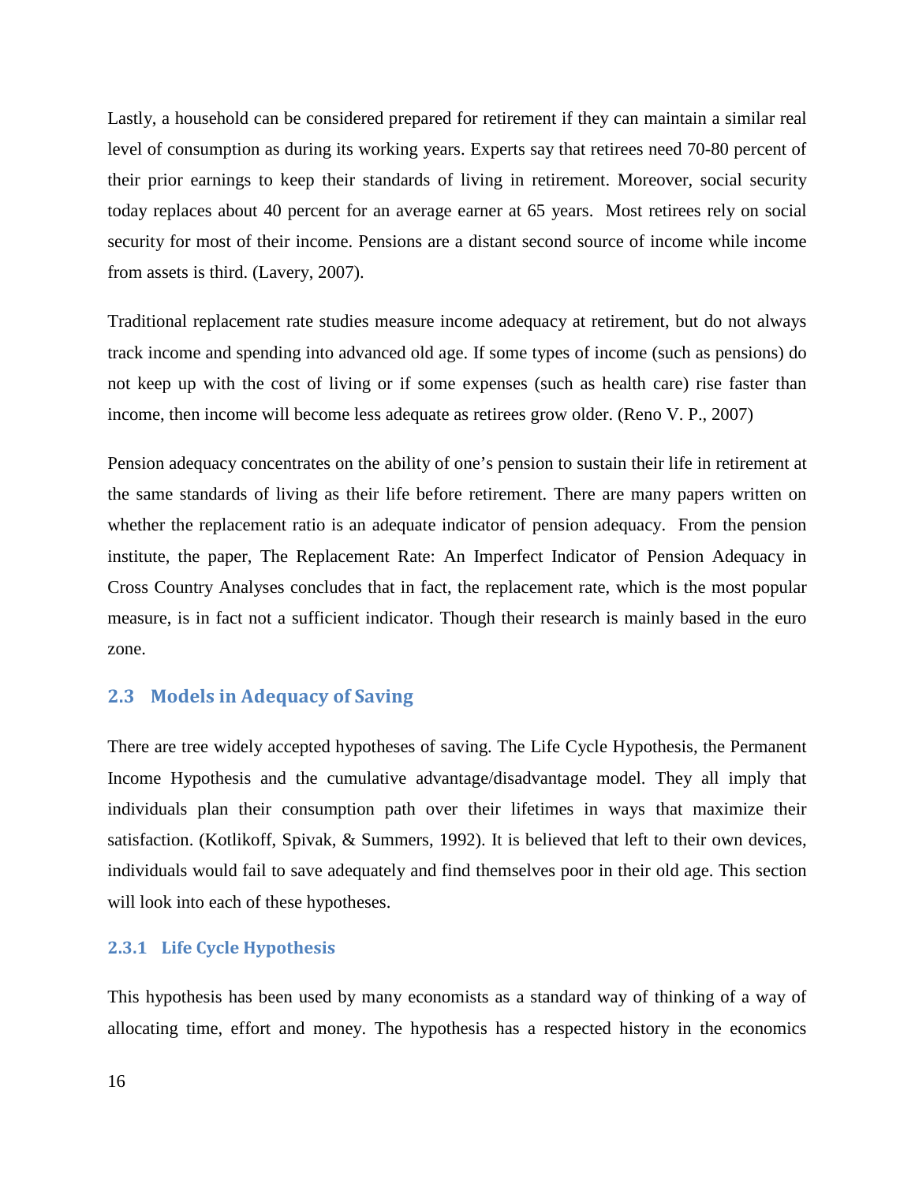Lastly, a household can be considered prepared for retirement if they can maintain a similar real level of consumption as during its working years. Experts say that retirees need 70-80 percent of their prior earnings to keep their standards of living in retirement. Moreover, social security today replaces about 40 percent for an average earner at 65 years. Most retirees rely on social security for most of their income. Pensions are a distant second source of income while income from assets is third. (Lavery, 2007).

Traditional replacement rate studies measure income adequacy at retirement, but do not always track income and spending into advanced old age. If some types of income (such as pensions) do not keep up with the cost of living or if some expenses (such as health care) rise faster than income, then income will become less adequate as retirees grow older. (Reno V. P., 2007)

Pension adequacy concentrates on the ability of one's pension to sustain their life in retirement at the same standards of living as their life before retirement. There are many papers written on whether the replacement ratio is an adequate indicator of pension adequacy. From the pension institute, the paper, The Replacement Rate: An Imperfect Indicator of Pension Adequacy in Cross Country Analyses concludes that in fact, the replacement rate, which is the most popular measure, is in fact not a sufficient indicator. Though their research is mainly based in the euro zone.

## 2.3 Models in Adequacy of Saving

There are tree widely accepted hypotheses of saving. The Life Cycle Hypothesis, the Permanent Income Hypothesis and the cumulative advantage/disadvantage model. They all imply that individuals plan their consumption path over their lifetimes in ways that maximize their satisfaction. (Kotlikoff, Spivak, & Summers, 1992). It is believed that left to their own devices, individuals would fail to save adequately and find themselves poor in their old age. This section will look into each of these hypotheses.

### 2.3.1 Life Cycle Hypothesis

This hypothesis has been used by many economists as a standard way of thinking of a way of allocating time, effort and money. The hypothesis has a respected history in the economics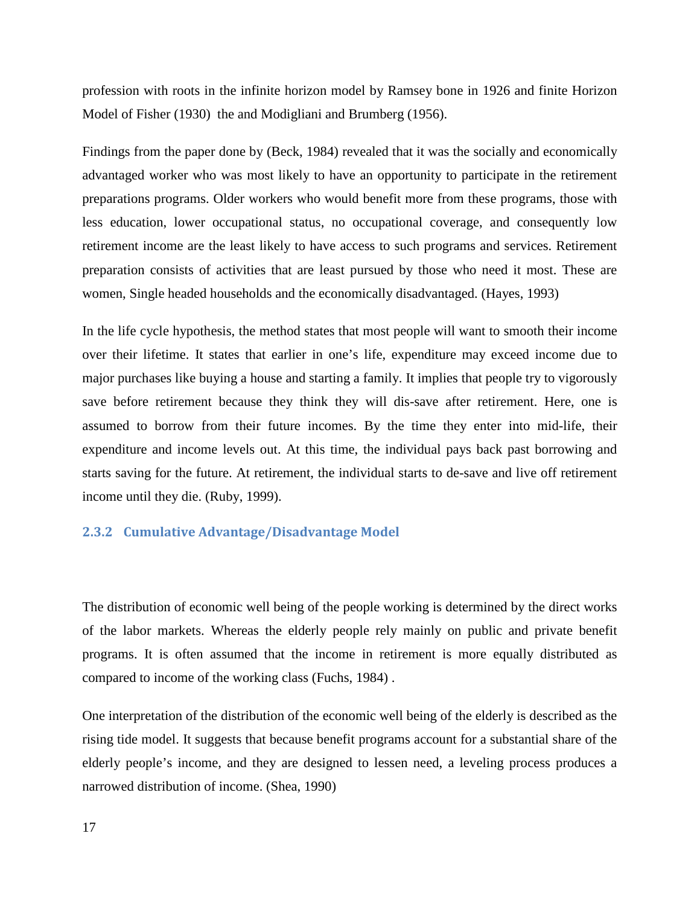profession with roots in the infinite horizon model by Ramsey bone in 1926 and finite Horizon Model of Fisher (1930) the and Modigliani and Brumberg (1956).

Findings from the paper done by (Beck, 1984) revealed that it was the socially and economically advantaged worker who was most likely to have an opportunity to participate in the retirement preparations programs. Older workers who would benefit more from these programs, those with less education, lower occupational status, no occupational coverage, and consequently low retirement income are the least likely to have access to such programs and services. Retirement preparation consists of activities that are least pursued by those who need it most. These are women, Single headed households and the economically disadvantaged. (Hayes, 1993)

In the life cycle hypothesis, the method states that most people will want to smooth their income over their lifetime. It states that earlier in one's life, expenditure may exceed income due to major purchases like buying a house and starting a family. It implies that people try to vigorously save before retirement because they think they will dis-save after retirement. Here, one is assumed to borrow from their future incomes. By the time they enter into mid-life, their expenditure and income levels out. At this time, the individual pays back past borrowing and starts saving for the future. At retirement, the individual starts to de-save and live off retirement income until they die. (Ruby, 1999).

### 2.3.2 Cumulative Advantage/Disadvantage Model

The distribution of economic well being of the people working is determined by the direct works of the labor markets. Whereas the elderly people rely mainly on public and private benefit programs. It is often assumed that the income in retirement is more equally distributed as compared to income of the working class (Fuchs, 1984) .

One interpretation of the distribution of the economic well being of the elderly is described as the rising tide model. It suggests that because benefit programs account for a substantial share of the elderly people's income, and they are designed to lessen need, a leveling process produces a narrowed distribution of income. (Shea, 1990)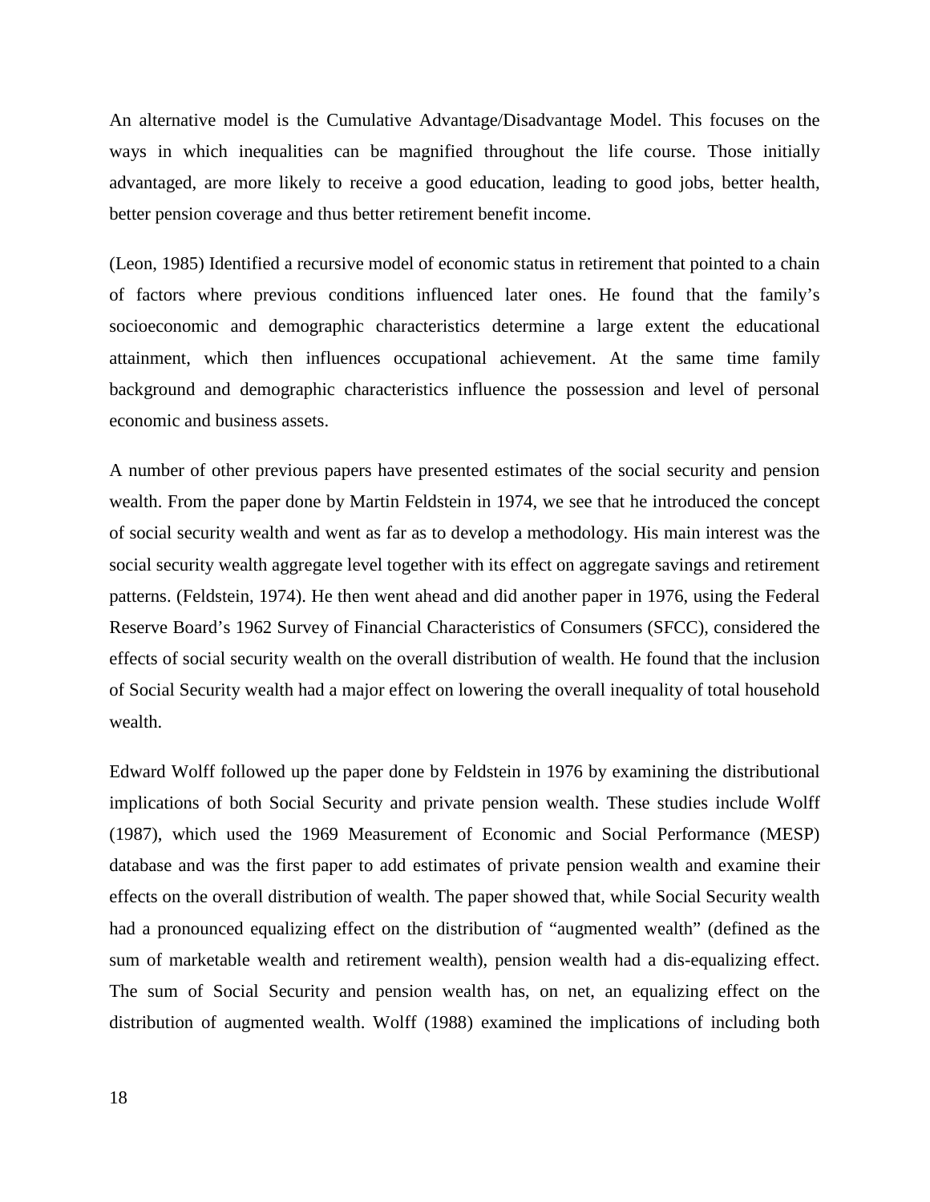An alternative model is the Cumulative Advantage/Disadvantage Model. This focuses on the ways in which inequalities can be magnified throughout the life course. Those initially advantaged, are more likely to receive a good education, leading to good jobs, better health, better pension coverage and thus better retirement benefit income.

(Leon, 1985) Identified a recursive model of economic status in retirement that pointed to a chain of factors where previous conditions influenced later ones. He found that the family's socioeconomic and demographic characteristics determine a large extent the educational attainment, which then influences occupational achievement. At the same time family background and demographic characteristics influence the possession and level of personal economic and business assets.

A number of other previous papers have presented estimates of the social security and pension wealth. From the paper done by Martin Feldstein in 1974, we see that he introduced the concept of social security wealth and went as far as to develop a methodology. His main interest was the social security wealth aggregate level together with its effect on aggregate savings and retirement patterns. (Feldstein, 1974). He then went ahead and did another paper in 1976, using the Federal Reserve Board's 1962 Survey of Financial Characteristics of Consumers (SFCC), considered the effects of social security wealth on the overall distribution of wealth. He found that the inclusion of Social Security wealth had a major effect on lowering the overall inequality of total household wealth.

Edward Wolff followed up the paper done by Feldstein in 1976 by examining the distributional implications of both Social Security and private pension wealth. These studies include Wolff (1987), which used the 1969 Measurement of Economic and Social Performance (MESP) database and was the first paper to add estimates of private pension wealth and examine their effects on the overall distribution of wealth. The paper showed that, while Social Security wealth had a pronounced equalizing effect on the distribution of "augmented wealth" (defined as the sum of marketable wealth and retirement wealth), pension wealth had a dis-equalizing effect. The sum of Social Security and pension wealth has, on net, an equalizing effect on the distribution of augmented wealth. Wolff (1988) examined the implications of including both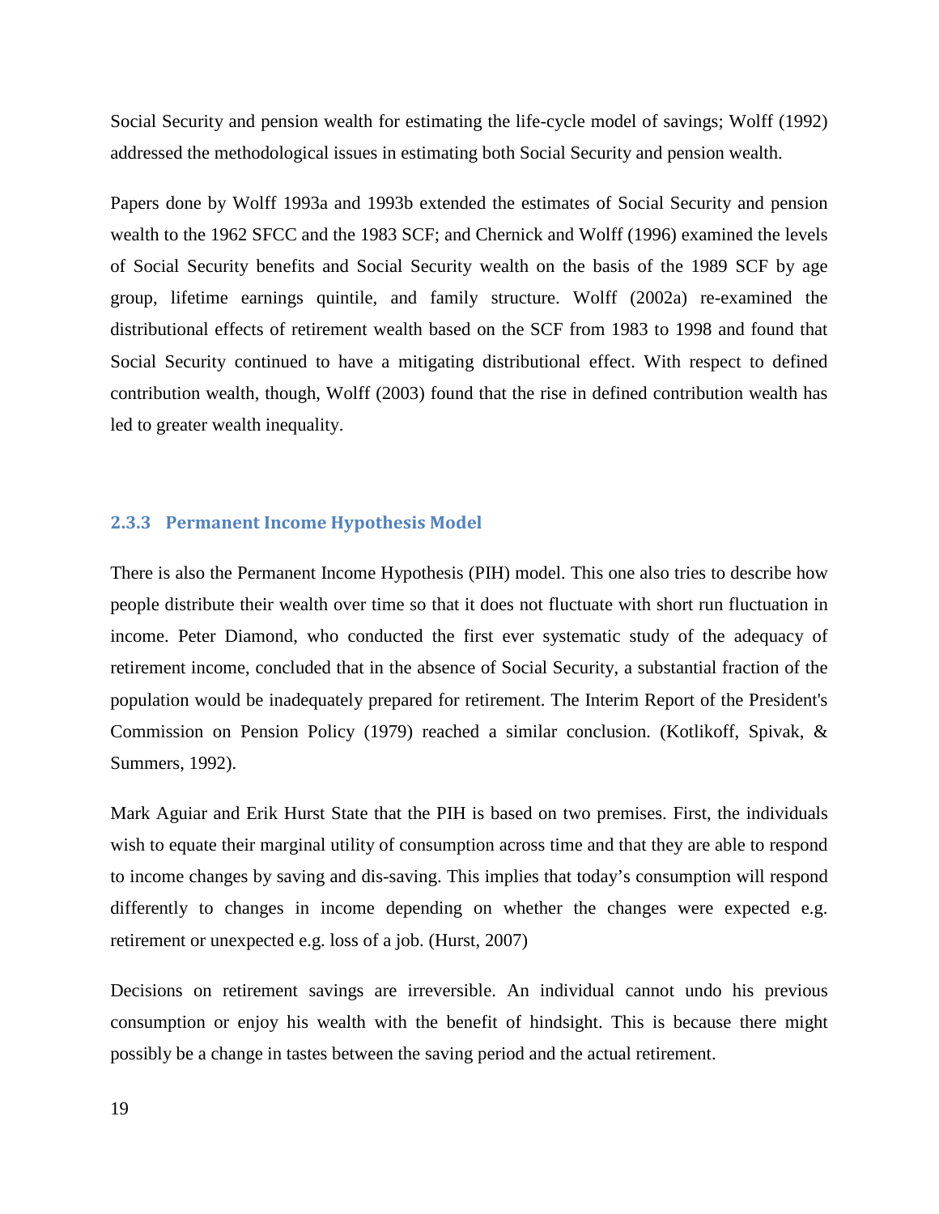Social Security and pension wealth for estimating the life-cycle model of savings; Wolff (1992) addressed the methodological issues in estimating both Social Security and pension wealth.

Papers done by Wolff 1993a and 1993b extended the estimates of Social Security and pension wealth to the 1962 SFCC and the 1983 SCF; and Chernick and Wolff (1996) examined the levels of Social Security benefits and Social Security wealth on the basis of the 1989 SCF by age group, lifetime earnings quintile, and family structure. Wolff (2002a) re-examined the distributional effects of retirement wealth based on the SCF from 1983 to 1998 and found that Social Security continued to have a mitigating distributional effect. With respect to defined contribution wealth, though, Wolff (2003) found that the rise in defined contribution wealth has led to greater wealth inequality.

### 2.3.3 Permanent Income Hypothesis Model

There is also the Permanent Income Hypothesis (PIH) model. This one also tries to describe how people distribute their wealth over time so that it does not fluctuate with short run fluctuation in income. Peter Diamond, who conducted the first ever systematic study of the adequacy of retirement income, concluded that in the absence of Social Security, a substantial fraction of the population would be inadequately prepared for retirement. The Interim Report of the President's Commission on Pension Policy (1979) reached a similar conclusion. (Kotlikoff, Spivak, & Summers, 1992).

Mark Aguiar and Erik Hurst State that the PIH is based on two premises. First, the individuals wish to equate their marginal utility of consumption across time and that they are able to respond to income changes by saving and dis-saving. This implies that today's consumption will respond differently to changes in income depending on whether the changes were expected e.g. retirement or unexpected e.g. loss of a job. (Hurst, 2007)

Decisions on retirement savings are irreversible. An individual cannot undo his previous consumption or enjoy his wealth with the benefit of hindsight. This is because there might possibly be a change in tastes between the saving period and the actual retirement.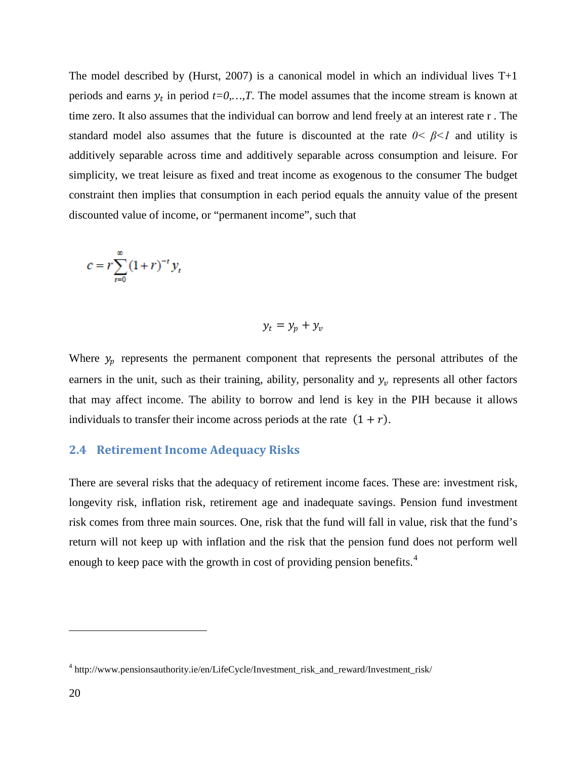The model described by (Hurst, 2007) is a canonical model in which an individual lives T+1 periods and earns $y_t$ in period $t=0,\ldots,T$. The model assumes that the income stream is known at time zero. It also assumes that the individual can borrow and lend freely at an interest rate r . The standard model also assumes that the future is discounted at the rate $0< \beta<1$ and utility is additively separable across time and additively separable across consumption and leisure. For simplicity, we treat leisure as fixed and treat income as exogenous to the consumer The budget constraint then implies that consumption in each period equals the annuity value of the present discounted value of income, or "permanent income", such that

$$c = r\sum_{t=0}^{\infty}(1+r)^{-t} y_t$$

$$y_t = y_p + y_v$$

Where $y_p$ represents the permanent component that represents the personal attributes of the earners in the unit, such as their training, ability, personality and $y_v$ represents all other factors that may affect income. The ability to borrow and lend is key in the PIH because it allows individuals to transfer their income across periods at the rate $(1 + r)$.

## 2.4 Retirement Income Adequacy Risks

There are several risks that the adequacy of retirement income faces. These are: investment risk, longevity risk, inflation risk, retirement age and inadequate savings. Pension fund investment risk comes from three main sources. One, risk that the fund will fall in value, risk that the fund's return will not keep up with inflation and the risk that the pension fund does not perform well enough to keep pace with the growth in cost of providing pension benefits.[4]

[4] http://www.pensionsauthority.ie/en/LifeCycle/Investment_risk_and_reward/Investment_risk/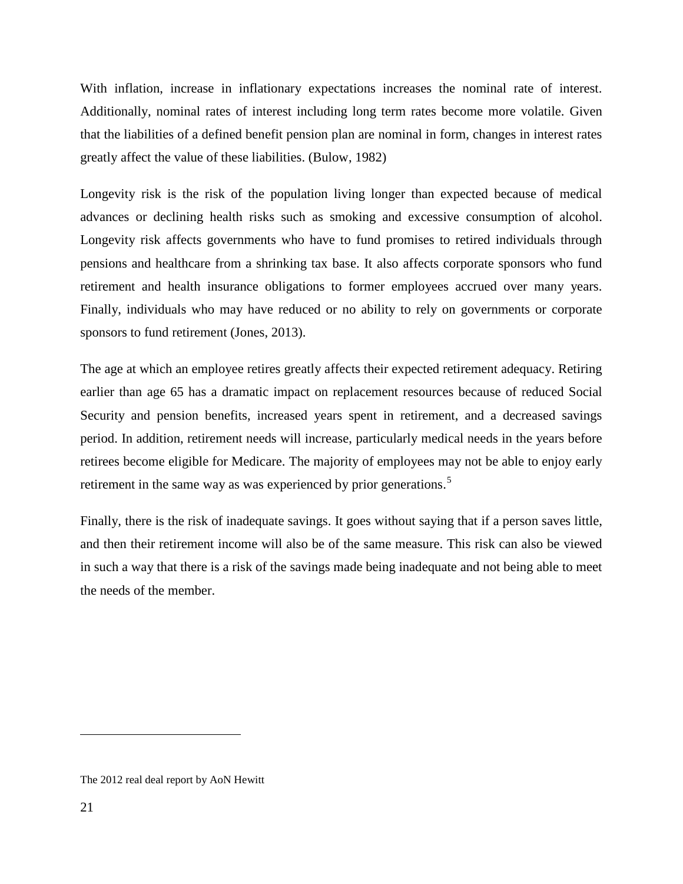With inflation, increase in inflationary expectations increases the nominal rate of interest. Additionally, nominal rates of interest including long term rates become more volatile. Given that the liabilities of a defined benefit pension plan are nominal in form, changes in interest rates greatly affect the value of these liabilities. (Bulow, 1982)

Longevity risk is the risk of the population living longer than expected because of medical advances or declining health risks such as smoking and excessive consumption of alcohol. Longevity risk affects governments who have to fund promises to retired individuals through pensions and healthcare from a shrinking tax base. It also affects corporate sponsors who fund retirement and health insurance obligations to former employees accrued over many years. Finally, individuals who may have reduced or no ability to rely on governments or corporate sponsors to fund retirement (Jones, 2013).

The age at which an employee retires greatly affects their expected retirement adequacy. Retiring earlier than age 65 has a dramatic impact on replacement resources because of reduced Social Security and pension benefits, increased years spent in retirement, and a decreased savings period. In addition, retirement needs will increase, particularly medical needs in the years before retirees become eligible for Medicare. The majority of employees may not be able to enjoy early retirement in the same way as was experienced by prior generations.[5]

Finally, there is the risk of inadequate savings. It goes without saying that if a person saves little, and then their retirement income will also be of the same measure. This risk can also be viewed in such a way that there is a risk of the savings made being inadequate and not being able to meet the needs of the member.

---

The 2012 real deal report by AoN Hewitt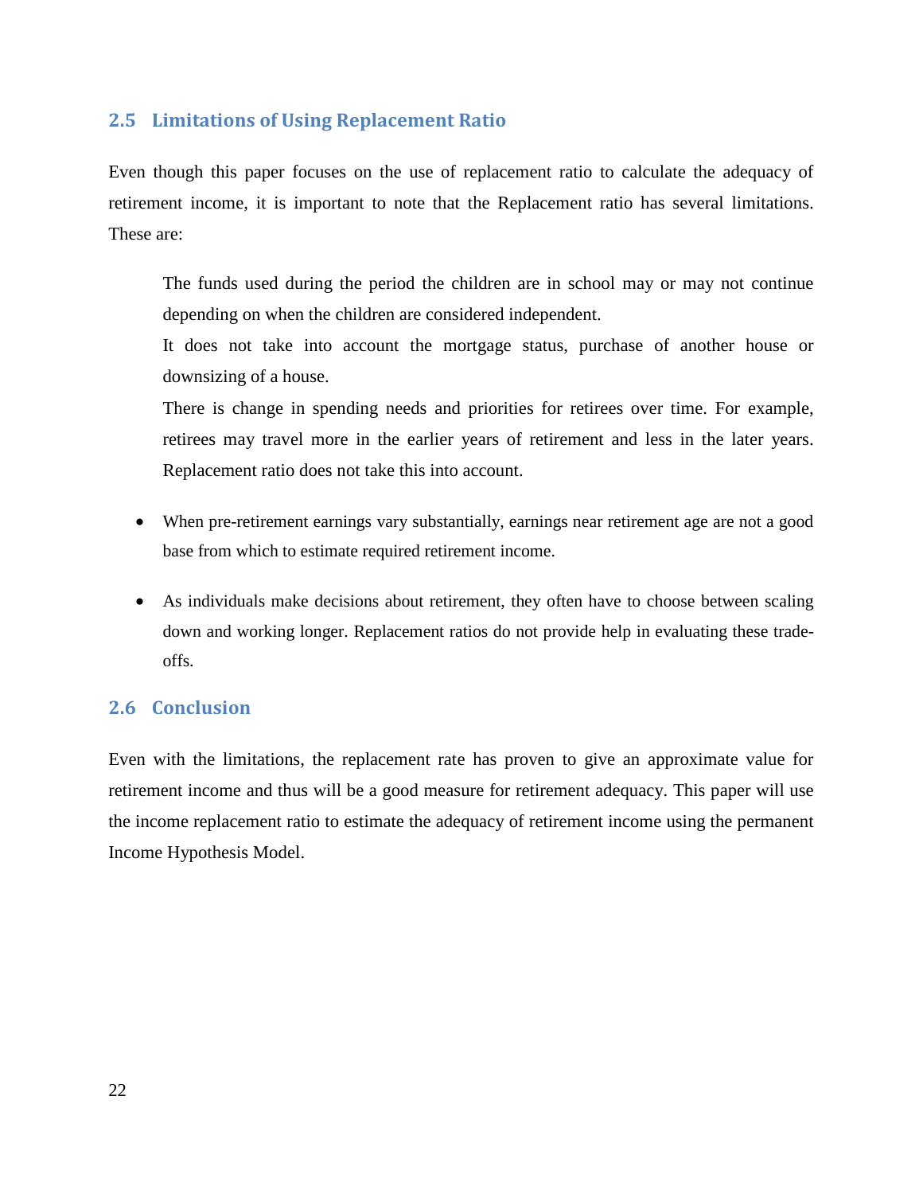## 2.5 Limitations of Using Replacement Ratio

Even though this paper focuses on the use of replacement ratio to calculate the adequacy of retirement income, it is important to note that the Replacement ratio has several limitations. These are:

The funds used during the period the children are in school may or may not continue depending on when the children are considered independent.

It does not take into account the mortgage status, purchase of another house or downsizing of a house.

There is change in spending needs and priorities for retirees over time. For example, retirees may travel more in the earlier years of retirement and less in the later years. Replacement ratio does not take this into account.

- When pre-retirement earnings vary substantially, earnings near retirement age are not a good base from which to estimate required retirement income.

- As individuals make decisions about retirement, they often have to choose between scaling down and working longer. Replacement ratios do not provide help in evaluating these trade-offs.

## 2.6 Conclusion

Even with the limitations, the replacement rate has proven to give an approximate value for retirement income and thus will be a good measure for retirement adequacy. This paper will use the income replacement ratio to estimate the adequacy of retirement income using the permanent Income Hypothesis Model.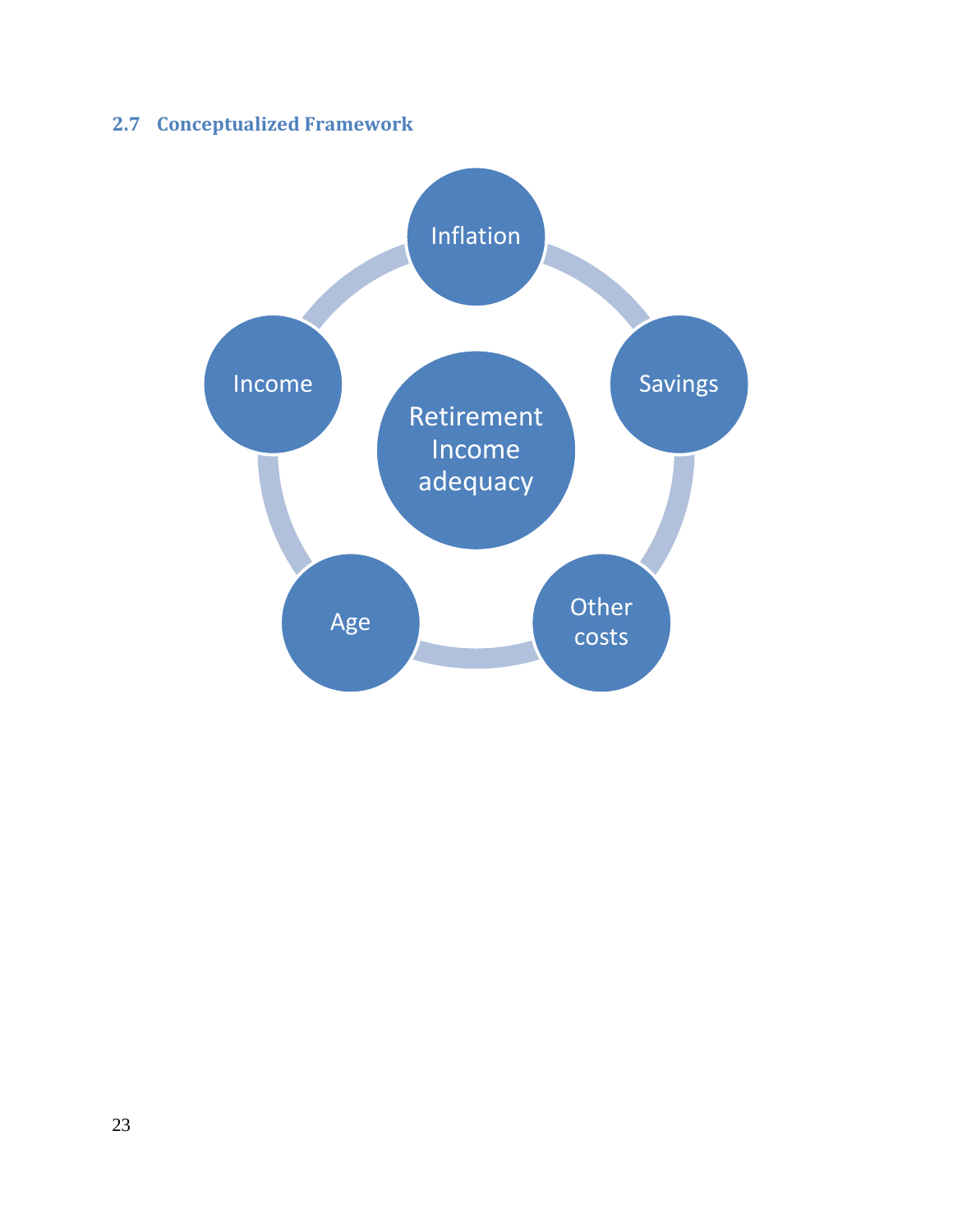## 2.7 Conceptualized Framework

Inflation

Income

Retirement Income adequacy

Savings

Age

Other costs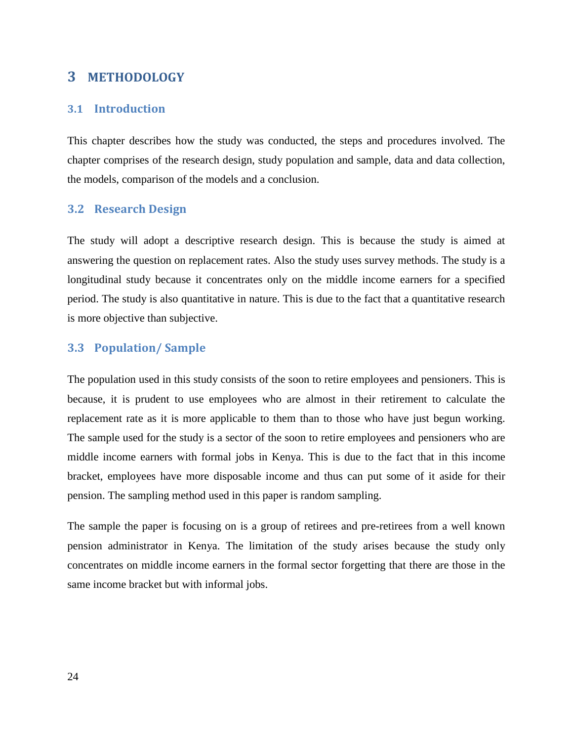# 3 METHODOLOGY

## 3.1 Introduction

This chapter describes how the study was conducted, the steps and procedures involved. The chapter comprises of the research design, study population and sample, data and data collection, the models, comparison of the models and a conclusion.

## 3.2 Research Design

The study will adopt a descriptive research design. This is because the study is aimed at answering the question on replacement rates. Also the study uses survey methods. The study is a longitudinal study because it concentrates only on the middle income earners for a specified period. The study is also quantitative in nature. This is due to the fact that a quantitative research is more objective than subjective.

## 3.3 Population/ Sample

The population used in this study consists of the soon to retire employees and pensioners. This is because, it is prudent to use employees who are almost in their retirement to calculate the replacement rate as it is more applicable to them than to those who have just begun working. The sample used for the study is a sector of the soon to retire employees and pensioners who are middle income earners with formal jobs in Kenya. This is due to the fact that in this income bracket, employees have more disposable income and thus can put some of it aside for their pension. The sampling method used in this paper is random sampling.

The sample the paper is focusing on is a group of retirees and pre-retirees from a well known pension administrator in Kenya. The limitation of the study arises because the study only concentrates on middle income earners in the formal sector forgetting that there are those in the same income bracket but with informal jobs.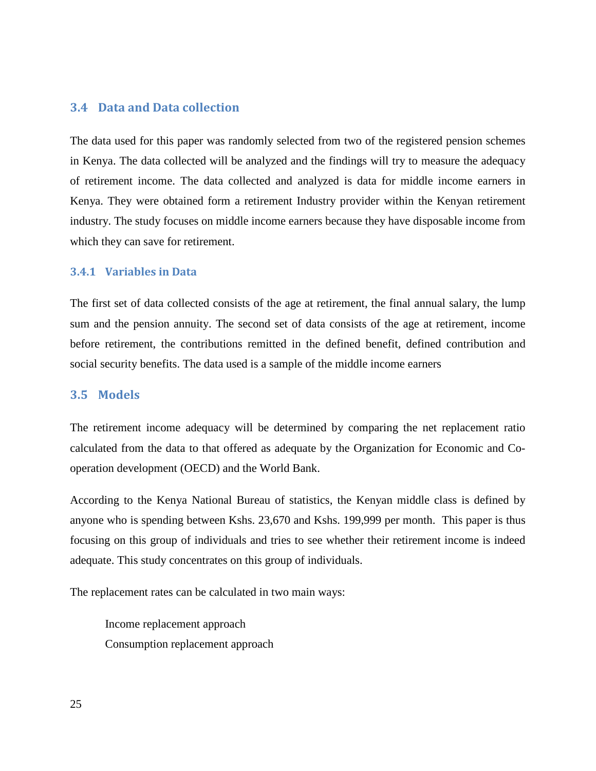## 3.4 Data and Data collection

The data used for this paper was randomly selected from two of the registered pension schemes in Kenya. The data collected will be analyzed and the findings will try to measure the adequacy of retirement income. The data collected and analyzed is data for middle income earners in Kenya. They were obtained form a retirement Industry provider within the Kenyan retirement industry. The study focuses on middle income earners because they have disposable income from which they can save for retirement.

### 3.4.1 Variables in Data

The first set of data collected consists of the age at retirement, the final annual salary, the lump sum and the pension annuity. The second set of data consists of the age at retirement, income before retirement, the contributions remitted in the defined benefit, defined contribution and social security benefits. The data used is a sample of the middle income earners

## 3.5 Models

The retirement income adequacy will be determined by comparing the net replacement ratio calculated from the data to that offered as adequate by the Organization for Economic and Co-operation development (OECD) and the World Bank.

According to the Kenya National Bureau of statistics, the Kenyan middle class is defined by anyone who is spending between Kshs. 23,670 and Kshs. 199,999 per month. This paper is thus focusing on this group of individuals and tries to see whether their retirement income is indeed adequate. This study concentrates on this group of individuals.

The replacement rates can be calculated in two main ways:

Income replacement approach
Consumption replacement approach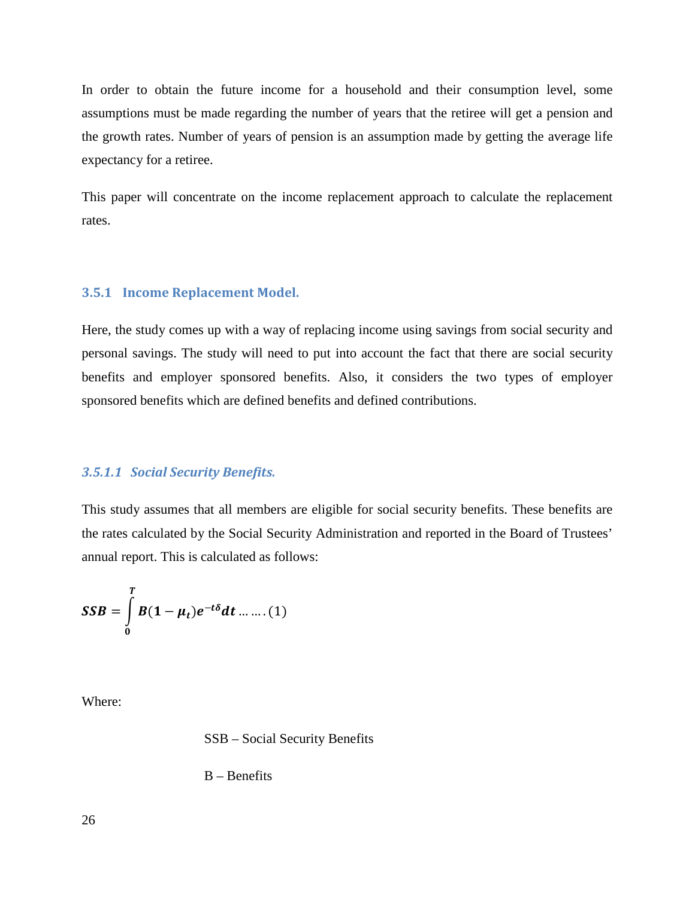In order to obtain the future income for a household and their consumption level, some assumptions must be made regarding the number of years that the retiree will get a pension and the growth rates. Number of years of pension is an assumption made by getting the average life expectancy for a retiree.

This paper will concentrate on the income replacement approach to calculate the replacement rates.

### 3.5.1 Income Replacement Model.

Here, the study comes up with a way of replacing income using savings from social security and personal savings. The study will need to put into account the fact that there are social security benefits and employer sponsored benefits. Also, it considers the two types of employer sponsored benefits which are defined benefits and defined contributions.

#### *3.5.1.1 Social Security Benefits.*

This study assumes that all members are eligible for social security benefits. These benefits are the rates calculated by the Social Security Administration and reported in the Board of Trustees' annual report. This is calculated as follows:

$$\boldsymbol{SSB} = \int_{0}^{T} \boldsymbol{B}(\mathbf{1} - \boldsymbol{\mu}_t)\boldsymbol{e}^{-t\delta}\boldsymbol{dt} \;\ldots\ldots(1)$$

Where:

SSB – Social Security Benefits

B – Benefits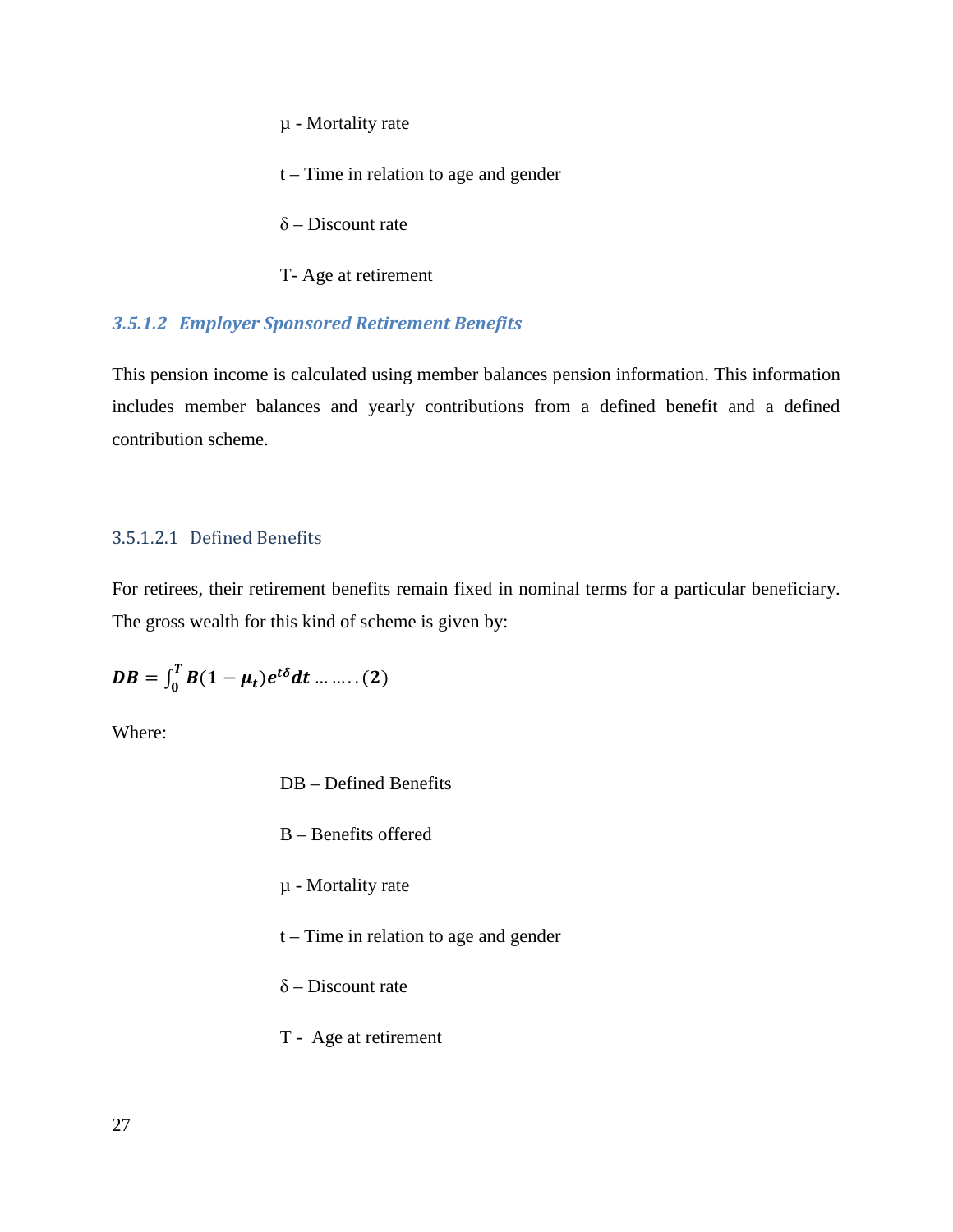μ - Mortality rate

t – Time in relation to age and gender

δ – Discount rate

T- Age at retirement

#### *3.5.1.2 Employer Sponsored Retirement Benefits*

This pension income is calculated using member balances pension information. This information includes member balances and yearly contributions from a defined benefit and a defined contribution scheme.

##### 3.5.1.2.1 Defined Benefits

For retirees, their retirement benefits remain fixed in nominal terms for a particular beneficiary. The gross wealth for this kind of scheme is given by:

$$\boldsymbol{DB = \int_0^T B(1 - \mu_t)e^{t\delta}dt} \ldots \ldots . . (\mathbf{2})$$

Where:

DB – Defined Benefits

B – Benefits offered

μ - Mortality rate

t – Time in relation to age and gender

δ – Discount rate

T - Age at retirement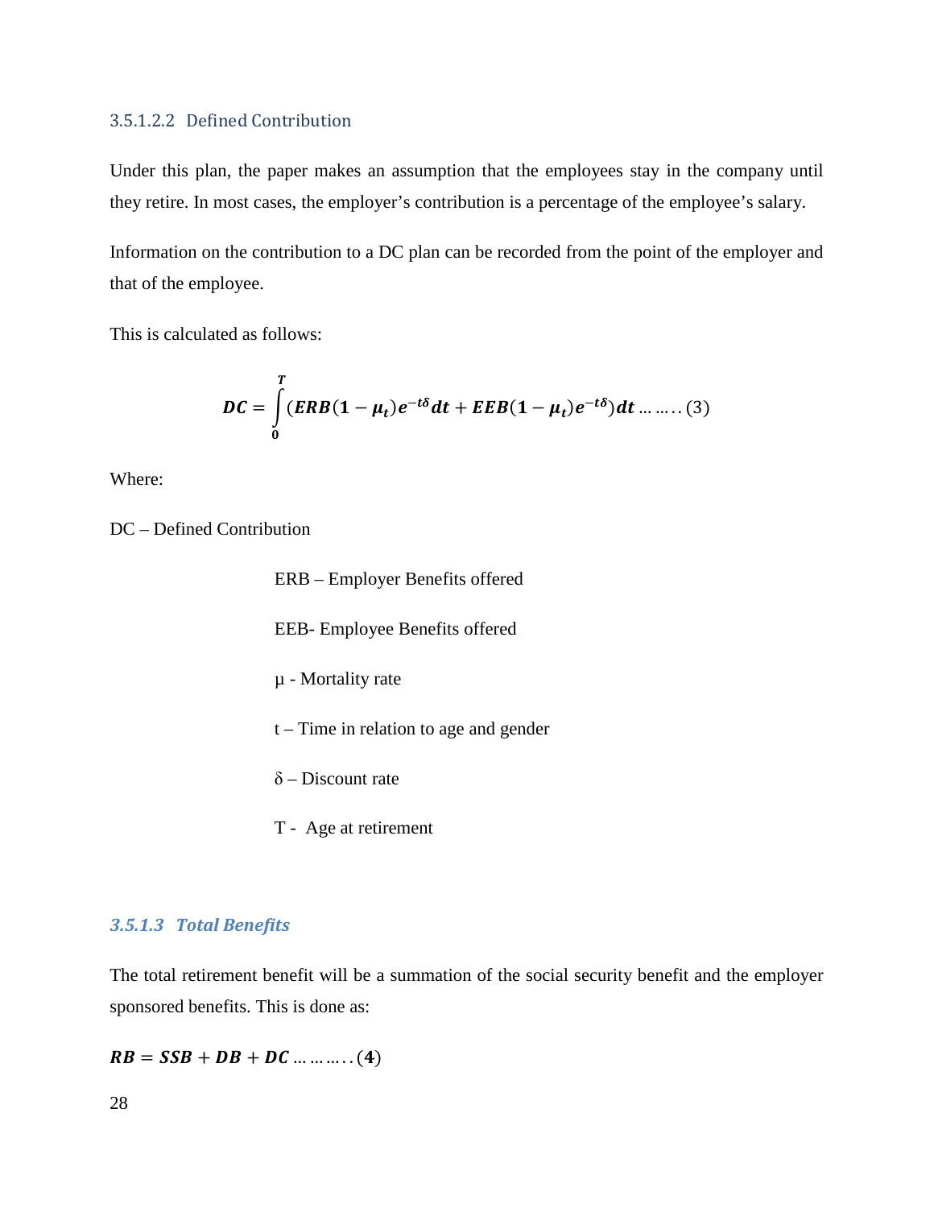#### 3.5.1.2.2 Defined Contribution

Under this plan, the paper makes an assumption that the employees stay in the company until they retire. In most cases, the employer's contribution is a percentage of the employee's salary.

Information on the contribution to a DC plan can be recorded from the point of the employer and that of the employee.

This is calculated as follows:

$$DC = \int_{0}^{T} (ERB(1 - \mu_t)e^{-t\delta}dt + EEB(1 - \mu_t)e^{-t\delta})dt \dots\dots..(3)$$

Where:

DC – Defined Contribution

ERB – Employer Benefits offered

EEB- Employee Benefits offered

μ - Mortality rate

t – Time in relation to age and gender

δ – Discount rate

T - Age at retirement

### *3.5.1.3 Total Benefits*

The total retirement benefit will be a summation of the social security benefit and the employer sponsored benefits. This is done as:

$$RB = SSB + DB + DC \dots\dots\dots..(4)$$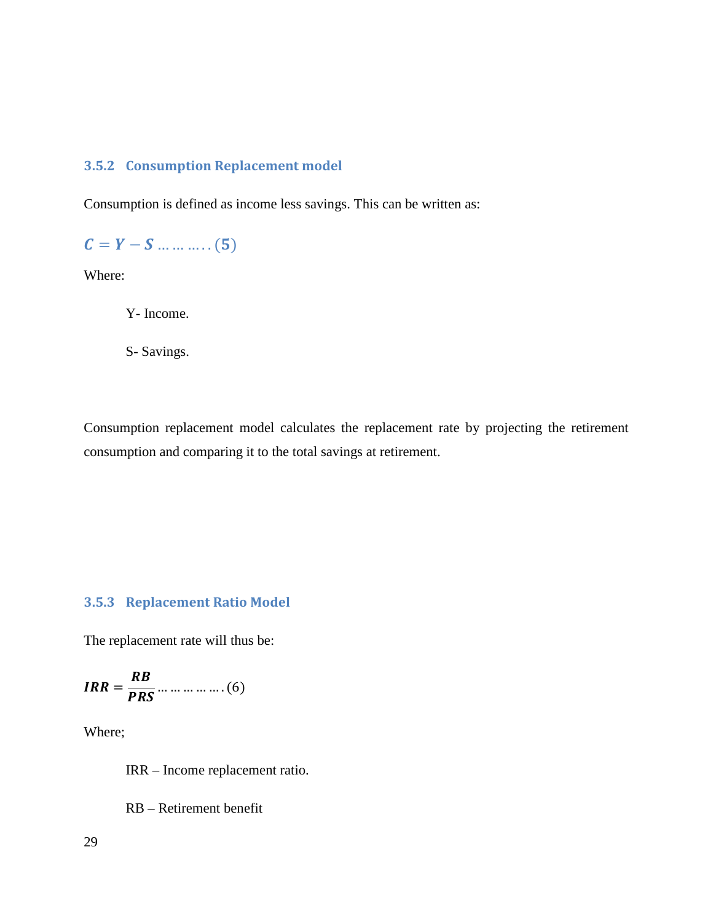### 3.5.2 Consumption Replacement model

Consumption is defined as income less savings. This can be written as:

$$\boldsymbol{C = Y - S} \ldots\ldots\ldots..(\mathbf{5})$$

Where:

Y- Income.

S- Savings.

Consumption replacement model calculates the replacement rate by projecting the retirement consumption and comparing it to the total savings at retirement.

### 3.5.3 Replacement Ratio Model

The replacement rate will thus be:

$$\boldsymbol{IRR} = \frac{\boldsymbol{RB}}{\boldsymbol{PRS}} \ldots\ldots\ldots\ldots\ldots.(6)$$

Where;

IRR – Income replacement ratio.

RB – Retirement benefit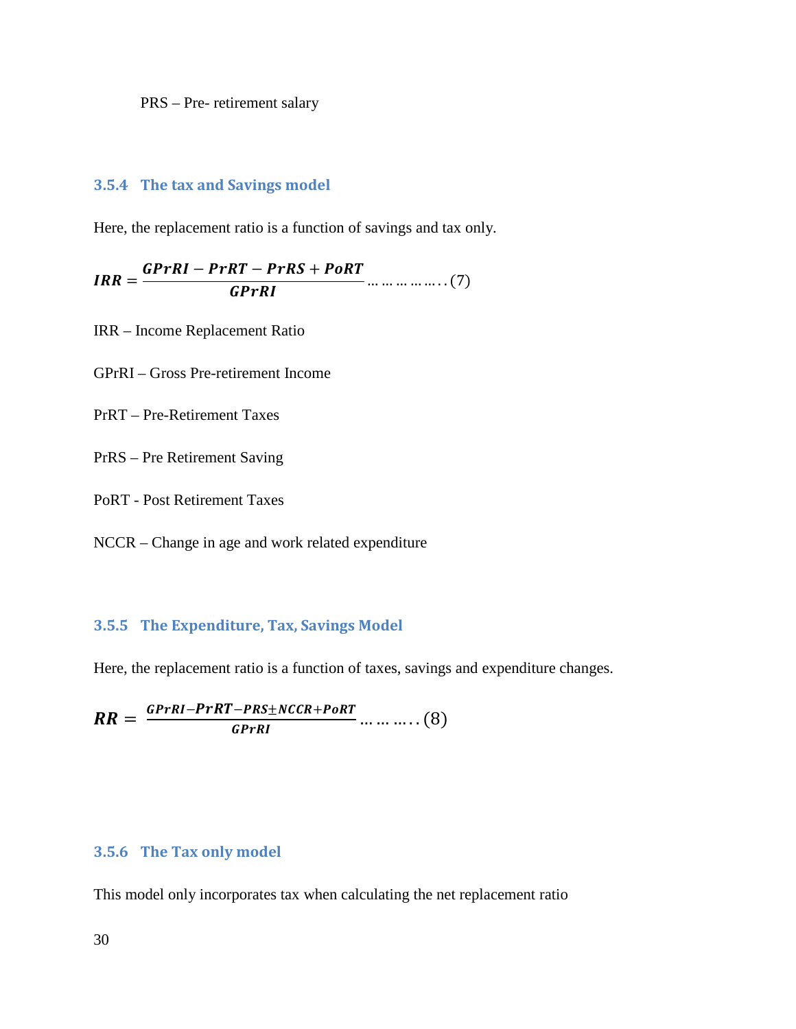PRS – Pre- retirement salary

### 3.5.4 The tax and Savings model

Here, the replacement ratio is a function of savings and tax only.

$$IRR = \frac{GPrRI - PrRT - PrRS + PoRT}{GPrRI} \ldots \ldots \ldots \ldots \ldots .. (7)$$

IRR – Income Replacement Ratio

GPrRI – Gross Pre-retirement Income

PrRT – Pre-Retirement Taxes

PrRS – Pre Retirement Saving

PoRT - Post Retirement Taxes

NCCR – Change in age and work related expenditure

### 3.5.5 The Expenditure, Tax, Savings Model

Here, the replacement ratio is a function of taxes, savings and expenditure changes.

$$RR = \frac{GPrRI - PrRT - PRS \pm NCCR + PoRT}{GPrRI} \ldots \ldots \ldots .. (8)$$

### 3.5.6 The Tax only model

This model only incorporates tax when calculating the net replacement ratio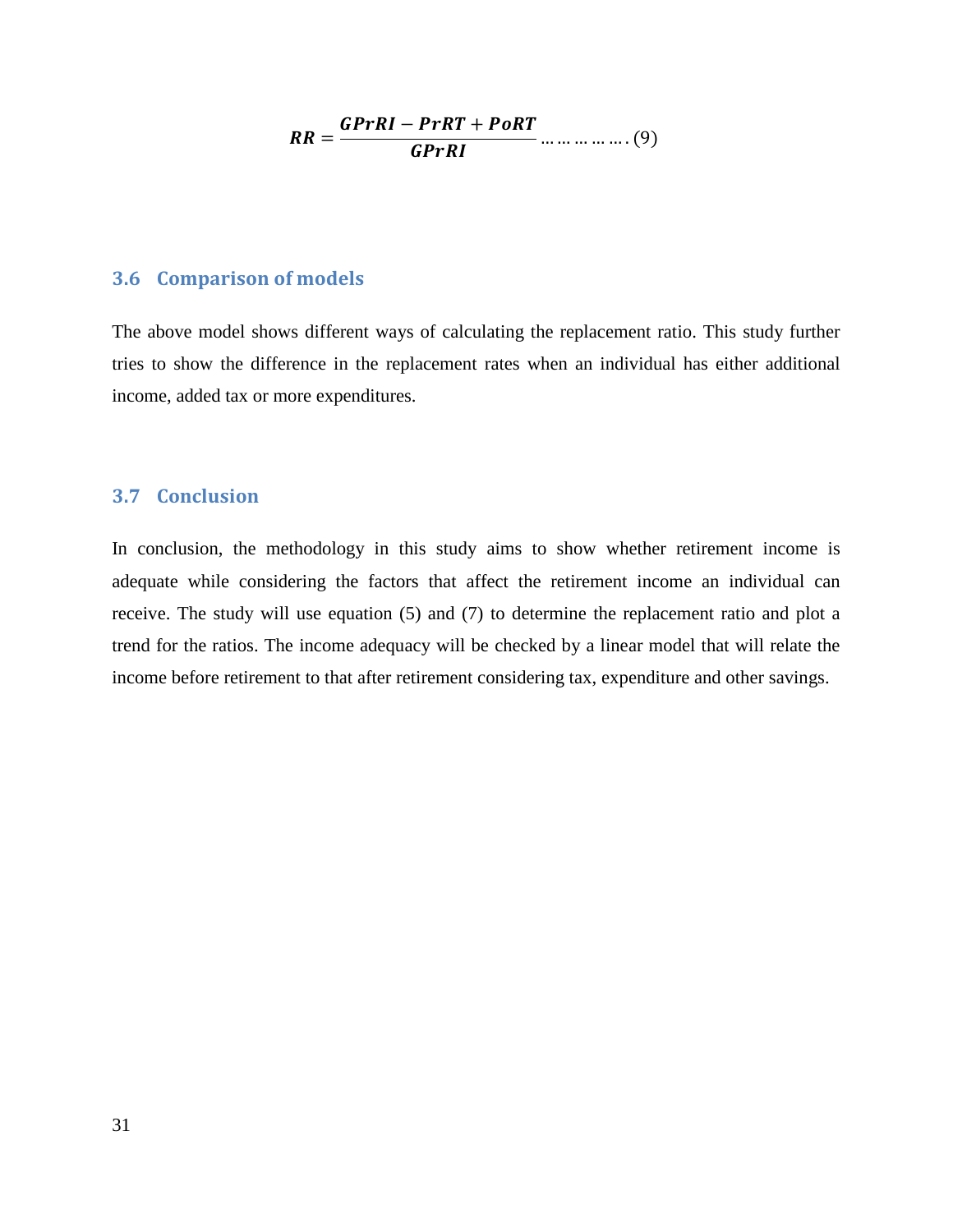$$\boldsymbol{RR} = \frac{\boldsymbol{GPrRI} - \boldsymbol{PrRT} + \boldsymbol{PoRT}}{\boldsymbol{GPrRI}} \dots\dots\dots\dots\dots (9)$$

## 3.6 Comparison of models

The above model shows different ways of calculating the replacement ratio. This study further tries to show the difference in the replacement rates when an individual has either additional income, added tax or more expenditures.

## 3.7 Conclusion

In conclusion, the methodology in this study aims to show whether retirement income is adequate while considering the factors that affect the retirement income an individual can receive. The study will use equation (5) and (7) to determine the replacement ratio and plot a trend for the ratios. The income adequacy will be checked by a linear model that will relate the income before retirement to that after retirement considering tax, expenditure and other savings.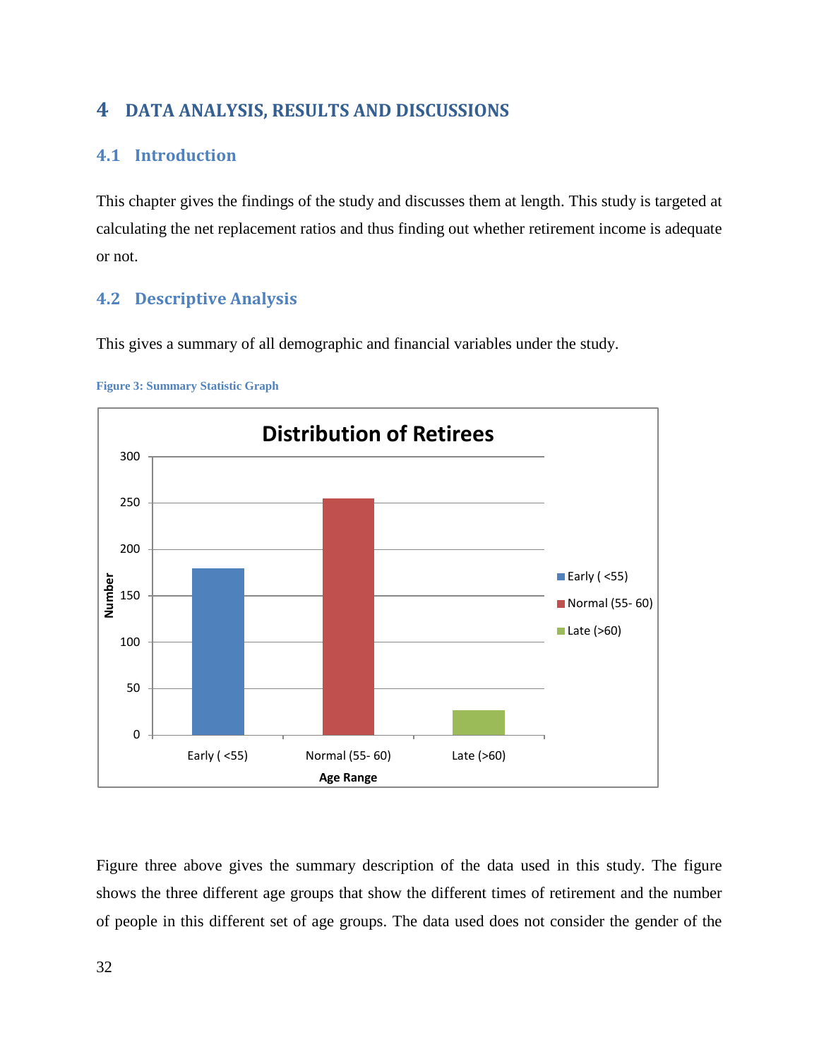# 4 DATA ANALYSIS, RESULTS AND DISCUSSIONS

## 4.1 Introduction

This chapter gives the findings of the study and discusses them at length. This study is targeted at calculating the net replacement ratios and thus finding out whether retirement income is adequate or not.

## 4.2 Descriptive Analysis

This gives a summary of all demographic and financial variables under the study.

**Figure 3: Summary Statistic Graph**

Figure three above gives the summary description of the data used in this study. The figure shows the three different age groups that show the different times of retirement and the number of people in this different set of age groups. The data used does not consider the gender of the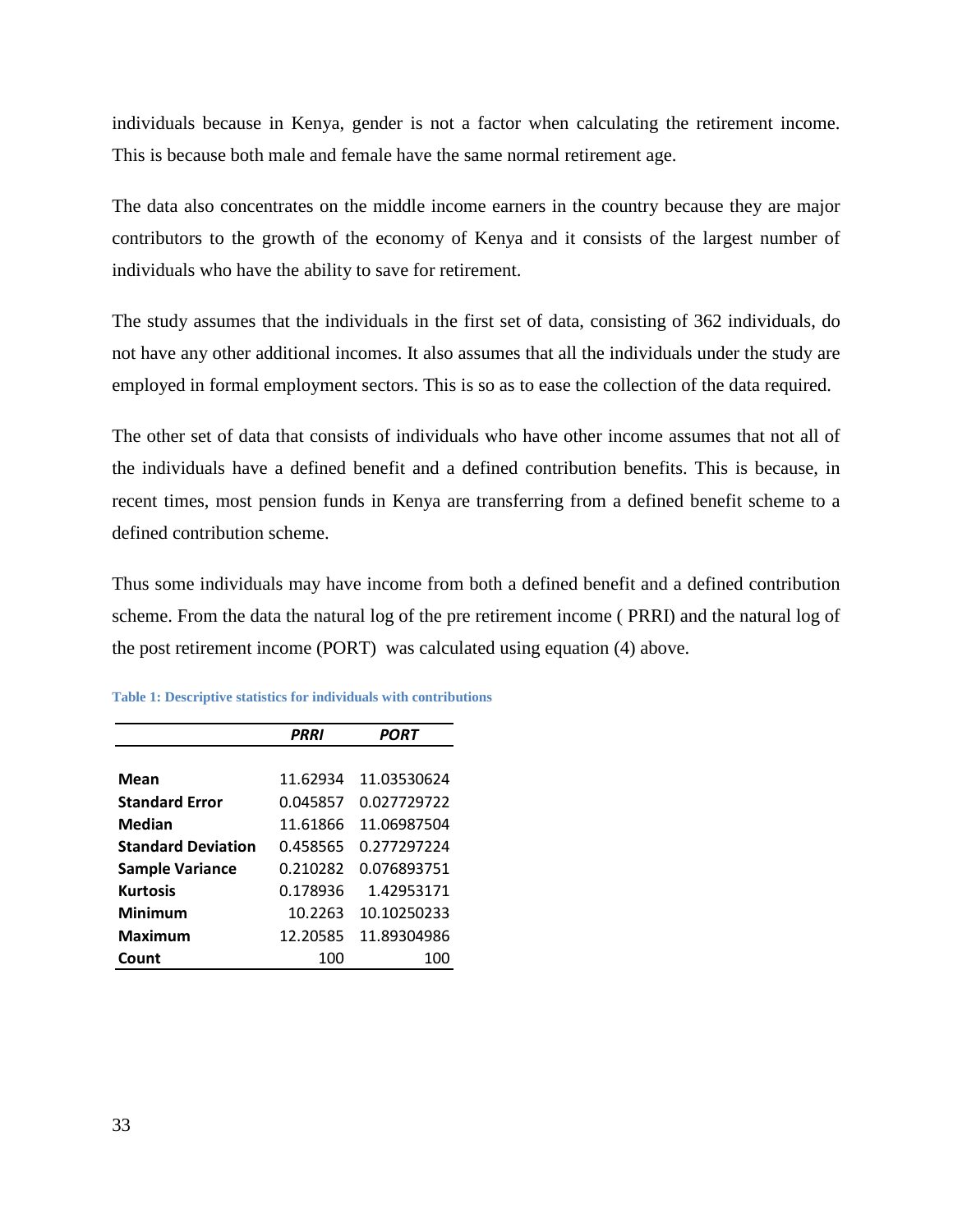individuals because in Kenya, gender is not a factor when calculating the retirement income. This is because both male and female have the same normal retirement age.

The data also concentrates on the middle income earners in the country because they are major contributors to the growth of the economy of Kenya and it consists of the largest number of individuals who have the ability to save for retirement.

The study assumes that the individuals in the first set of data, consisting of 362 individuals, do not have any other additional incomes. It also assumes that all the individuals under the study are employed in formal employment sectors. This is so as to ease the collection of the data required.

The other set of data that consists of individuals who have other income assumes that not all of the individuals have a defined benefit and a defined contribution benefits. This is because, in recent times, most pension funds in Kenya are transferring from a defined benefit scheme to a defined contribution scheme.

Thus some individuals may have income from both a defined benefit and a defined contribution scheme. From the data the natural log of the pre retirement income ( PRRI) and the natural log of the post retirement income (PORT) was calculated using equation (4) above.

**Table 1: Descriptive statistics for individuals with contributions**

| | *PRRI* | *PORT* |
|---|---|---|
| **Mean** | 11.62934 | 11.03530624 |
| **Standard Error** | 0.045857 | 0.027729722 |
| **Median** | 11.61866 | 11.06987504 |
| **Standard Deviation** | 0.458565 | 0.277297224 |
| **Sample Variance** | 0.210282 | 0.076893751 |
| **Kurtosis** | 0.178936 | 1.42953171 |
| **Minimum** | 10.2263 | 10.10250233 |
| **Maximum** | 12.20585 | 11.89304986 |
| **Count** | 100 | 100 |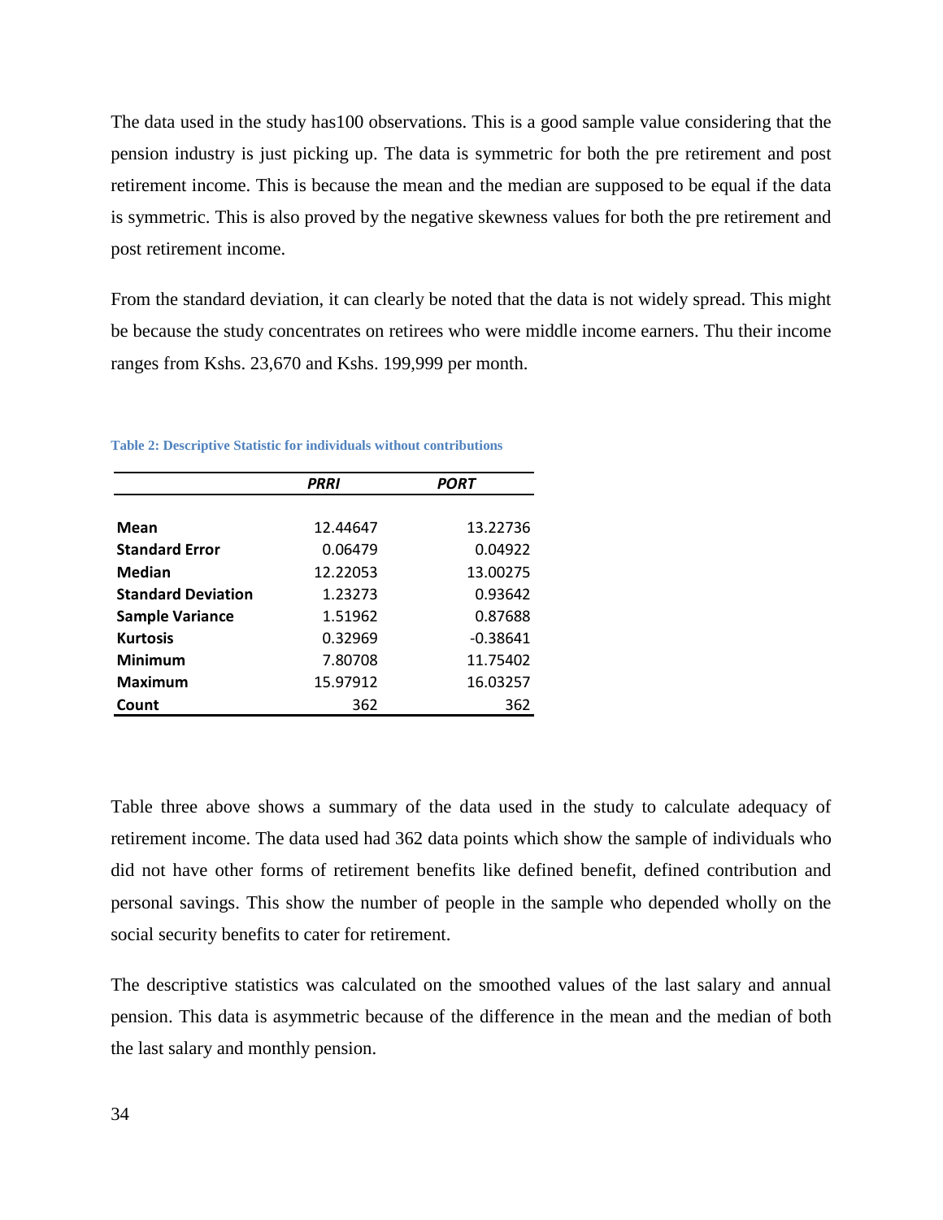The data used in the study has100 observations. This is a good sample value considering that the pension industry is just picking up. The data is symmetric for both the pre retirement and post retirement income. This is because the mean and the median are supposed to be equal if the data is symmetric. This is also proved by the negative skewness values for both the pre retirement and post retirement income.

From the standard deviation, it can clearly be noted that the data is not widely spread. This might be because the study concentrates on retirees who were middle income earners. Thu their income ranges from Kshs. 23,670 and Kshs. 199,999 per month.

**Table 2: Descriptive Statistic for individuals without contributions**

| | ***PRRI*** | ***PORT*** |
|---|---|---|
| **Mean** | 12.44647 | 13.22736 |
| **Standard Error** | 0.06479 | 0.04922 |
| **Median** | 12.22053 | 13.00275 |
| **Standard Deviation** | 1.23273 | 0.93642 |
| **Sample Variance** | 1.51962 | 0.87688 |
| **Kurtosis** | 0.32969 | -0.38641 |
| **Minimum** | 7.80708 | 11.75402 |
| **Maximum** | 15.97912 | 16.03257 |
| **Count** | 362 | 362 |

Table three above shows a summary of the data used in the study to calculate adequacy of retirement income. The data used had 362 data points which show the sample of individuals who did not have other forms of retirement benefits like defined benefit, defined contribution and personal savings. This show the number of people in the sample who depended wholly on the social security benefits to cater for retirement.

The descriptive statistics was calculated on the smoothed values of the last salary and annual pension. This data is asymmetric because of the difference in the mean and the median of both the last salary and monthly pension.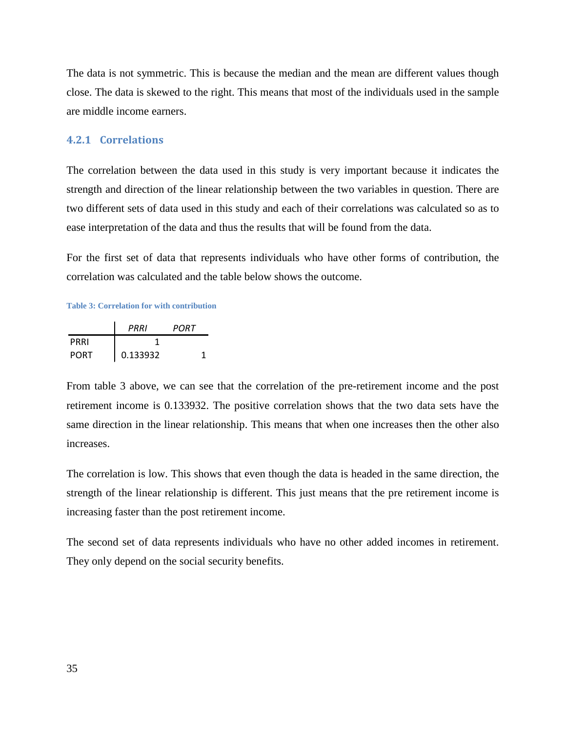The data is not symmetric. This is because the median and the mean are different values though close. The data is skewed to the right. This means that most of the individuals used in the sample are middle income earners.

### 4.2.1 Correlations

The correlation between the data used in this study is very important because it indicates the strength and direction of the linear relationship between the two variables in question. There are two different sets of data used in this study and each of their correlations was calculated so as to ease interpretation of the data and thus the results that will be found from the data.

For the first set of data that represents individuals who have other forms of contribution, the correlation was calculated and the table below shows the outcome.

**Table 3: Correlation for with contribution**

| | *PRRI* | *PORT* |
|---|---|---|
| PRRI | 1 | |
| PORT | 0.133932 | 1 |

From table 3 above, we can see that the correlation of the pre-retirement income and the post retirement income is 0.133932. The positive correlation shows that the two data sets have the same direction in the linear relationship. This means that when one increases then the other also increases.

The correlation is low. This shows that even though the data is headed in the same direction, the strength of the linear relationship is different. This just means that the pre retirement income is increasing faster than the post retirement income.

The second set of data represents individuals who have no other added incomes in retirement. They only depend on the social security benefits.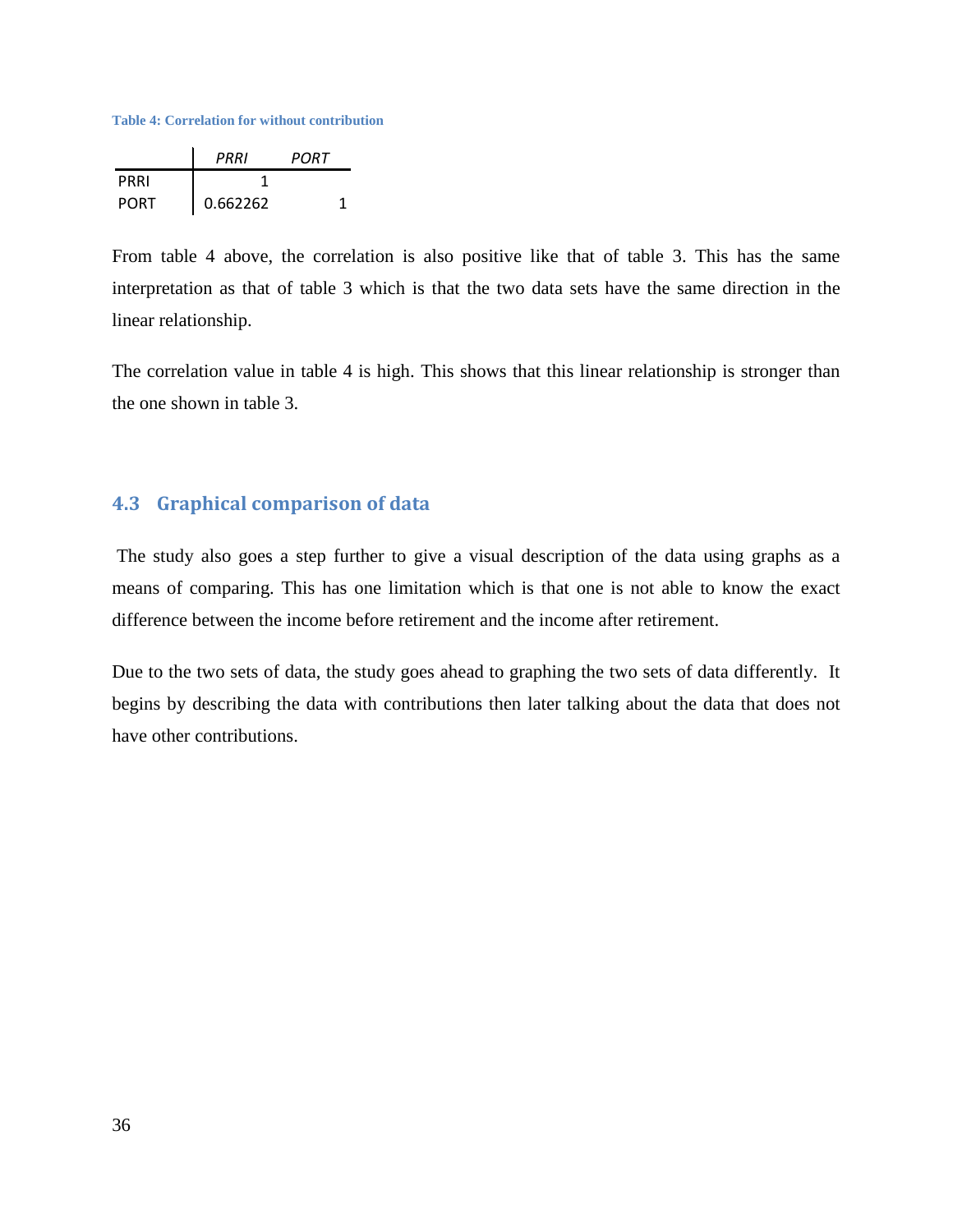**Table 4: Correlation for without contribution**

| | *PRRI* | *PORT* |
|---|---|---|
| PRRI | 1 | |
| PORT | 0.662262 | 1 |

From table 4 above, the correlation is also positive like that of table 3. This has the same interpretation as that of table 3 which is that the two data sets have the same direction in the linear relationship.

The correlation value in table 4 is high. This shows that this linear relationship is stronger than the one shown in table 3.

## 4.3 Graphical comparison of data

The study also goes a step further to give a visual description of the data using graphs as a means of comparing. This has one limitation which is that one is not able to know the exact difference between the income before retirement and the income after retirement.

Due to the two sets of data, the study goes ahead to graphing the two sets of data differently. It begins by describing the data with contributions then later talking about the data that does not have other contributions.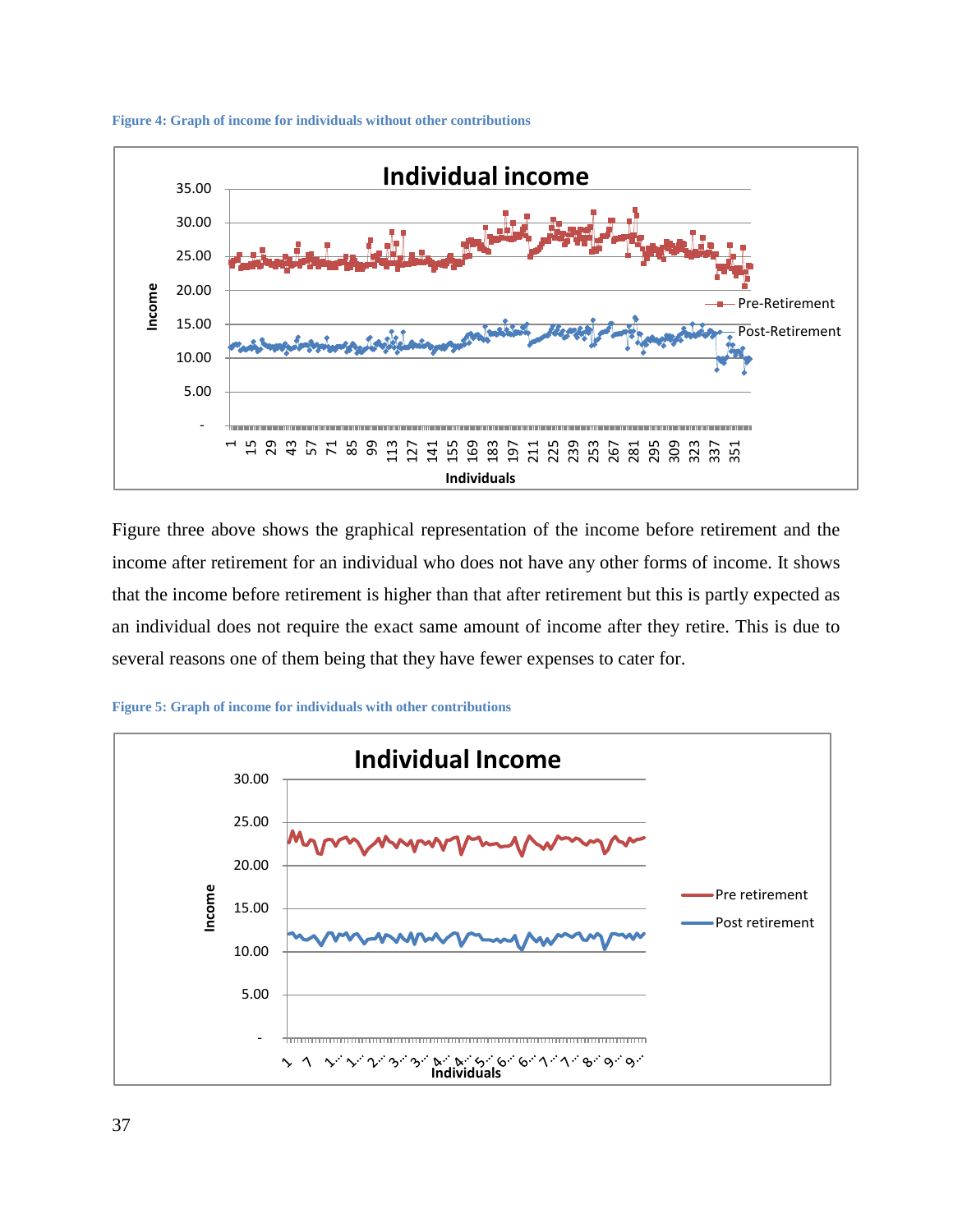**Figure 4: Graph of income for individuals without other contributions**

Figure three above shows the graphical representation of the income before retirement and the income after retirement for an individual who does not have any other forms of income. It shows that the income before retirement is higher than that after retirement but this is partly expected as an individual does not require the exact same amount of income after they retire. This is due to several reasons one of them being that they have fewer expenses to cater for.

**Figure 5: Graph of income for individuals with other contributions**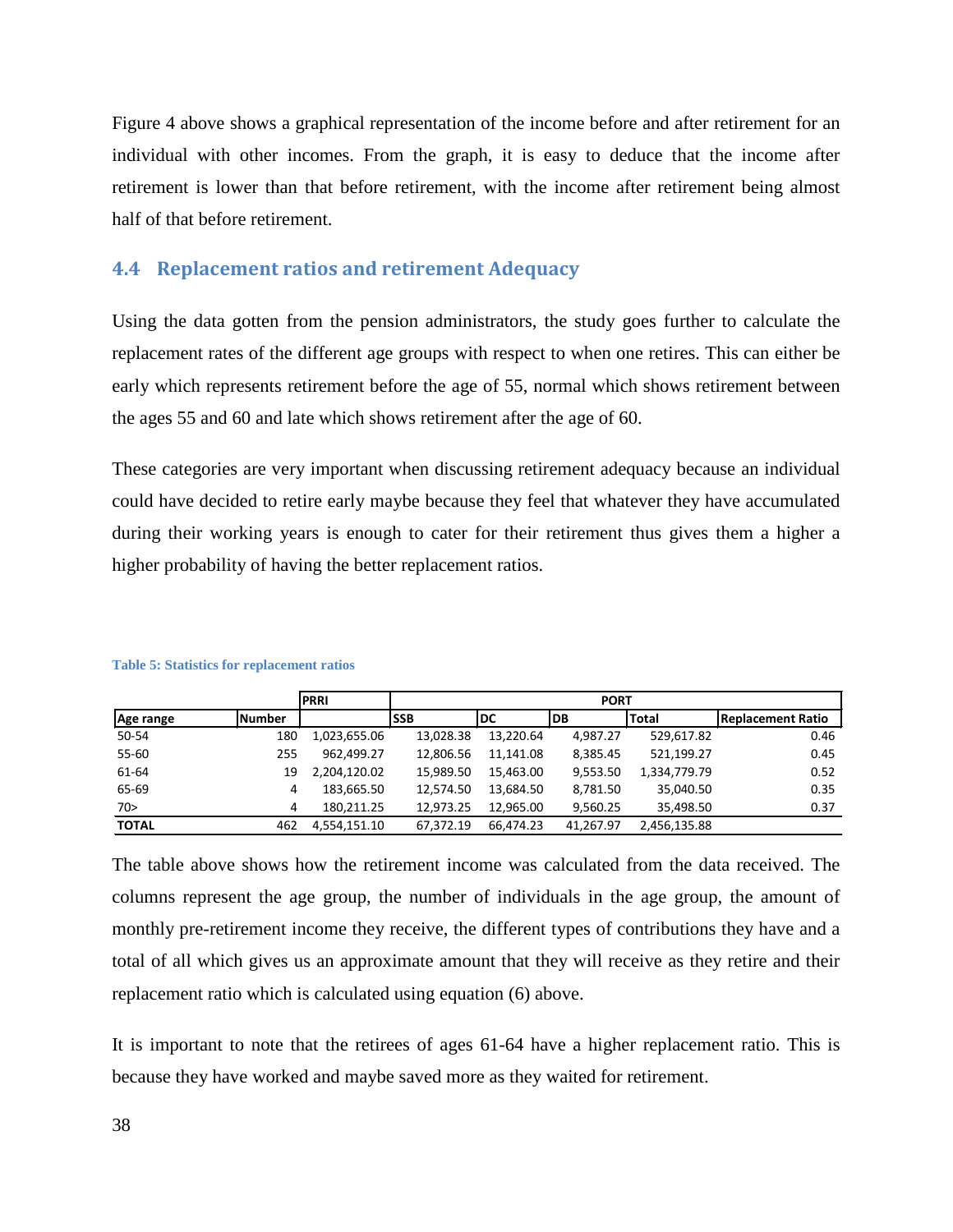Figure 4 above shows a graphical representation of the income before and after retirement for an individual with other incomes. From the graph, it is easy to deduce that the income after retirement is lower than that before retirement, with the income after retirement being almost half of that before retirement.

## 4.4 Replacement ratios and retirement Adequacy

Using the data gotten from the pension administrators, the study goes further to calculate the replacement rates of the different age groups with respect to when one retires. This can either be early which represents retirement before the age of 55, normal which shows retirement between the ages 55 and 60 and late which shows retirement after the age of 60.

These categories are very important when discussing retirement adequacy because an individual could have decided to retire early maybe because they feel that whatever they have accumulated during their working years is enough to cater for their retirement thus gives them a higher a higher probability of having the better replacement ratios.

**Table 5: Statistics for replacement ratios**

| | | PRRI | PORT | | | | |
|---|---|---|---|---|---|---|---|
| Age range | Number | | SSB | DC | DB | Total | Replacement Ratio |
| 50-54 | 180 | 1,023,655.06 | 13,028.38 | 13,220.64 | 4,987.27 | 529,617.82 | 0.46 |
| 55-60 | 255 | 962,499.27 | 12,806.56 | 11,141.08 | 8,385.45 | 521,199.27 | 0.45 |
| 61-64 | 19 | 2,204,120.02 | 15,989.50 | 15,463.00 | 9,553.50 | 1,334,779.79 | 0.52 |
| 65-69 | 4 | 183,665.50 | 12,574.50 | 13,684.50 | 8,781.50 | 35,040.50 | 0.35 |
| 70> | 4 | 180,211.25 | 12,973.25 | 12,965.00 | 9,560.25 | 35,498.50 | 0.37 |
| **TOTAL** | 462 | 4,554,151.10 | 67,372.19 | 66,474.23 | 41,267.97 | 2,456,135.88 | |

The table above shows how the retirement income was calculated from the data received. The columns represent the age group, the number of individuals in the age group, the amount of monthly pre-retirement income they receive, the different types of contributions they have and a total of all which gives us an approximate amount that they will receive as they retire and their replacement ratio which is calculated using equation (6) above.

It is important to note that the retirees of ages 61-64 have a higher replacement ratio. This is because they have worked and maybe saved more as they waited for retirement.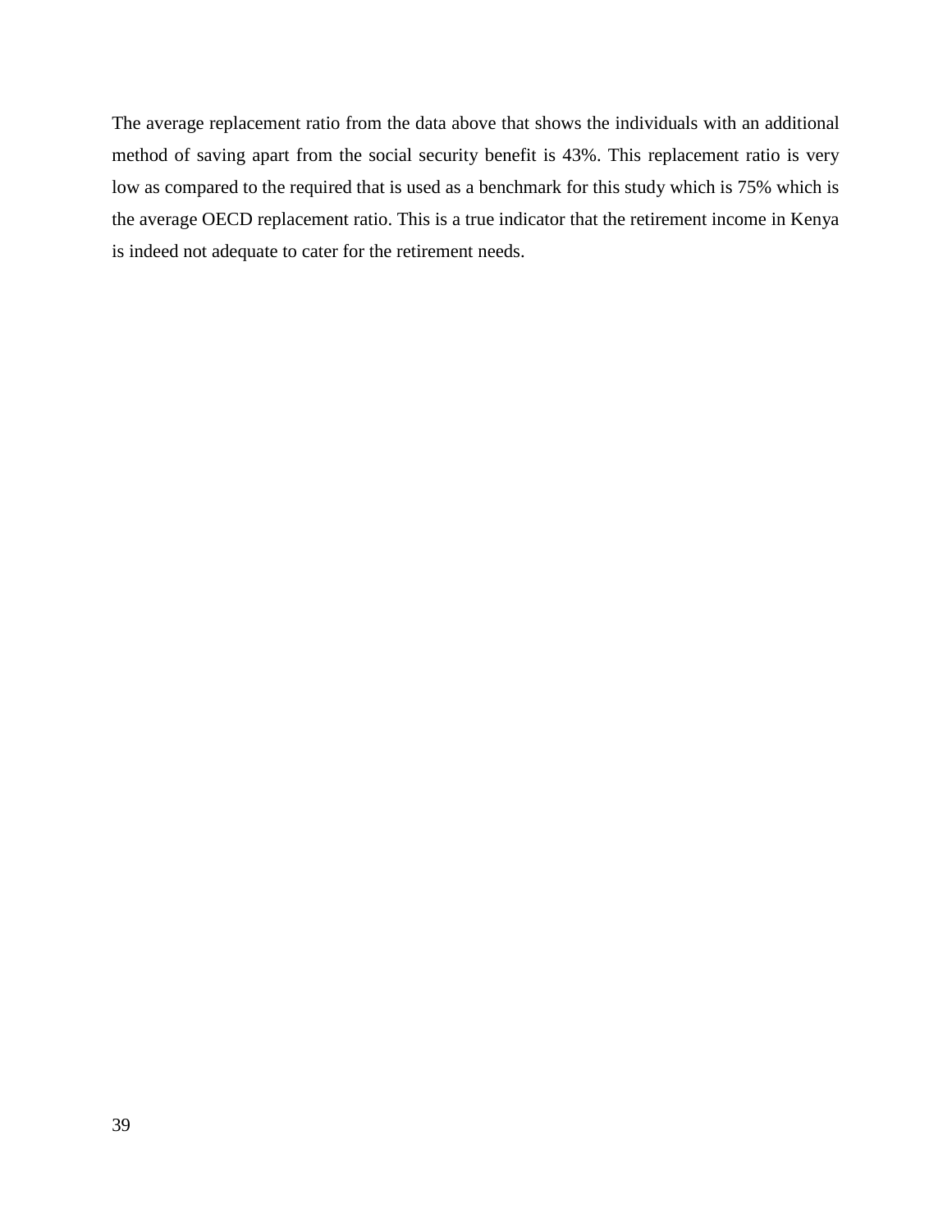The average replacement ratio from the data above that shows the individuals with an additional method of saving apart from the social security benefit is 43%. This replacement ratio is very low as compared to the required that is used as a benchmark for this study which is 75% which is the average OECD replacement ratio. This is a true indicator that the retirement income in Kenya is indeed not adequate to cater for the retirement needs.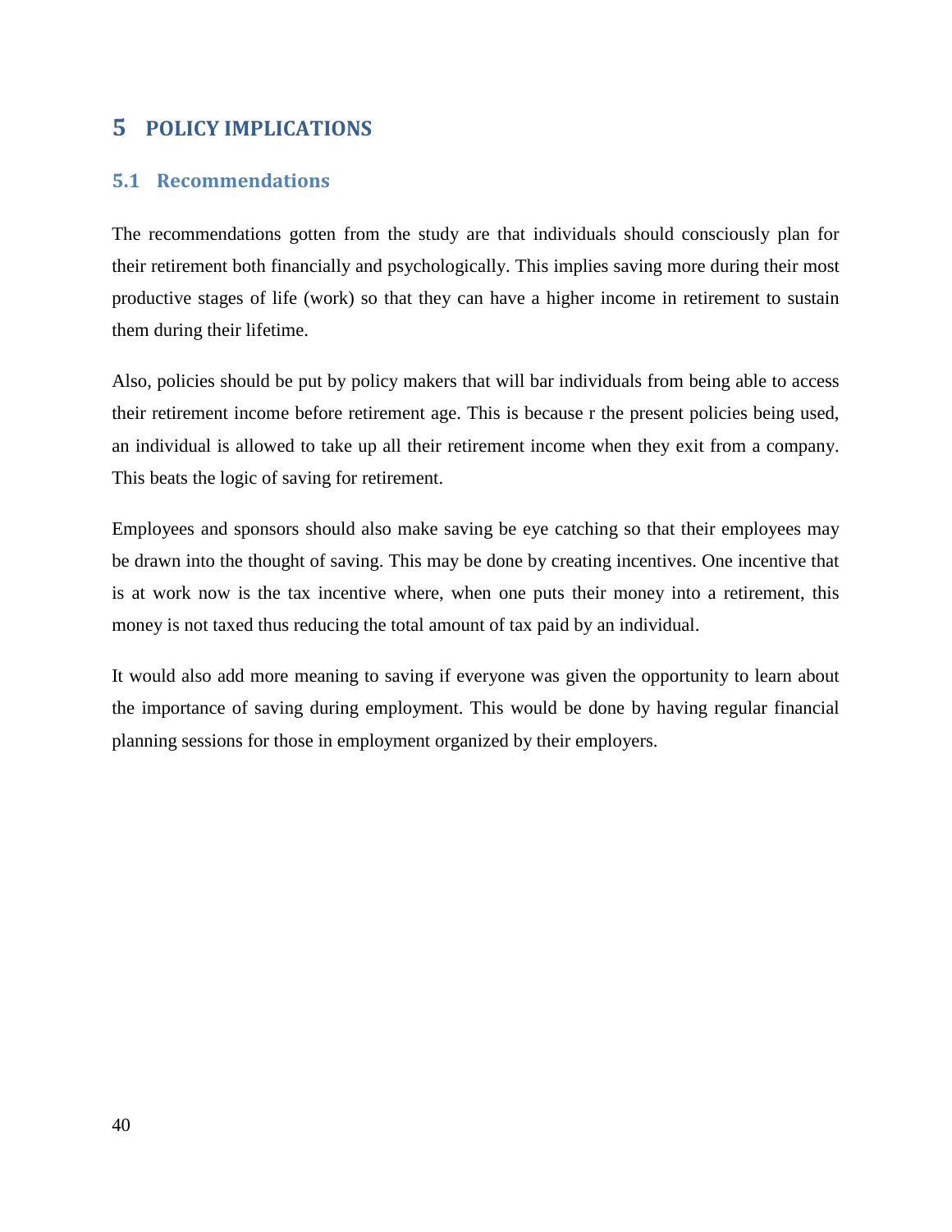# 5 POLICY IMPLICATIONS

## 5.1 Recommendations

The recommendations gotten from the study are that individuals should consciously plan for their retirement both financially and psychologically. This implies saving more during their most productive stages of life (work) so that they can have a higher income in retirement to sustain them during their lifetime.

Also, policies should be put by policy makers that will bar individuals from being able to access their retirement income before retirement age. This is because r the present policies being used, an individual is allowed to take up all their retirement income when they exit from a company. This beats the logic of saving for retirement.

Employees and sponsors should also make saving be eye catching so that their employees may be drawn into the thought of saving. This may be done by creating incentives. One incentive that is at work now is the tax incentive where, when one puts their money into a retirement, this money is not taxed thus reducing the total amount of tax paid by an individual.

It would also add more meaning to saving if everyone was given the opportunity to learn about the importance of saving during employment. This would be done by having regular financial planning sessions for those in employment organized by their employers.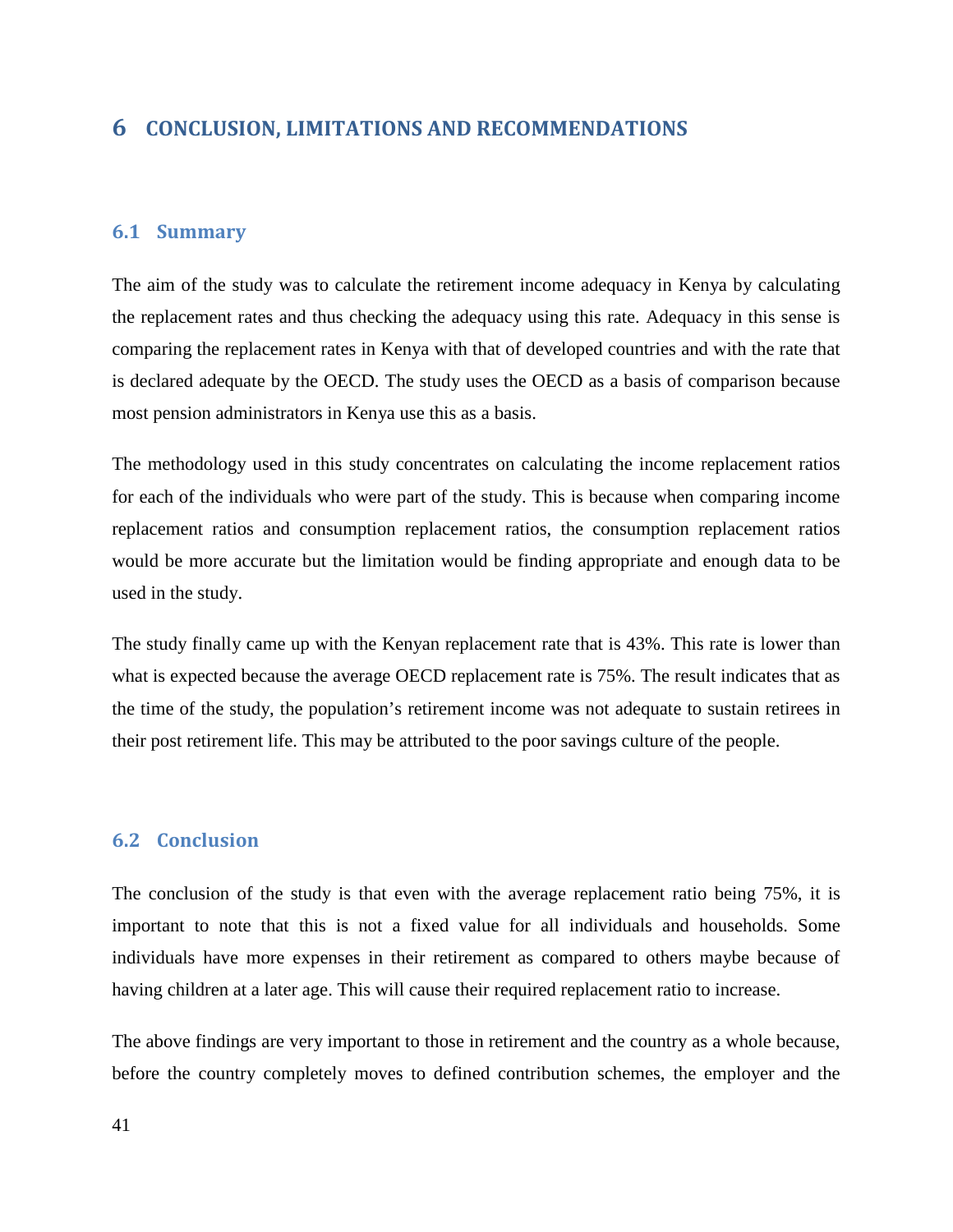# 6 CONCLUSION, LIMITATIONS AND RECOMMENDATIONS

## 6.1 Summary

The aim of the study was to calculate the retirement income adequacy in Kenya by calculating the replacement rates and thus checking the adequacy using this rate. Adequacy in this sense is comparing the replacement rates in Kenya with that of developed countries and with the rate that is declared adequate by the OECD. The study uses the OECD as a basis of comparison because most pension administrators in Kenya use this as a basis.

The methodology used in this study concentrates on calculating the income replacement ratios for each of the individuals who were part of the study. This is because when comparing income replacement ratios and consumption replacement ratios, the consumption replacement ratios would be more accurate but the limitation would be finding appropriate and enough data to be used in the study.

The study finally came up with the Kenyan replacement rate that is 43%. This rate is lower than what is expected because the average OECD replacement rate is 75%. The result indicates that as the time of the study, the population's retirement income was not adequate to sustain retirees in their post retirement life. This may be attributed to the poor savings culture of the people.

## 6.2 Conclusion

The conclusion of the study is that even with the average replacement ratio being 75%, it is important to note that this is not a fixed value for all individuals and households. Some individuals have more expenses in their retirement as compared to others maybe because of having children at a later age. This will cause their required replacement ratio to increase.

The above findings are very important to those in retirement and the country as a whole because, before the country completely moves to defined contribution schemes, the employer and the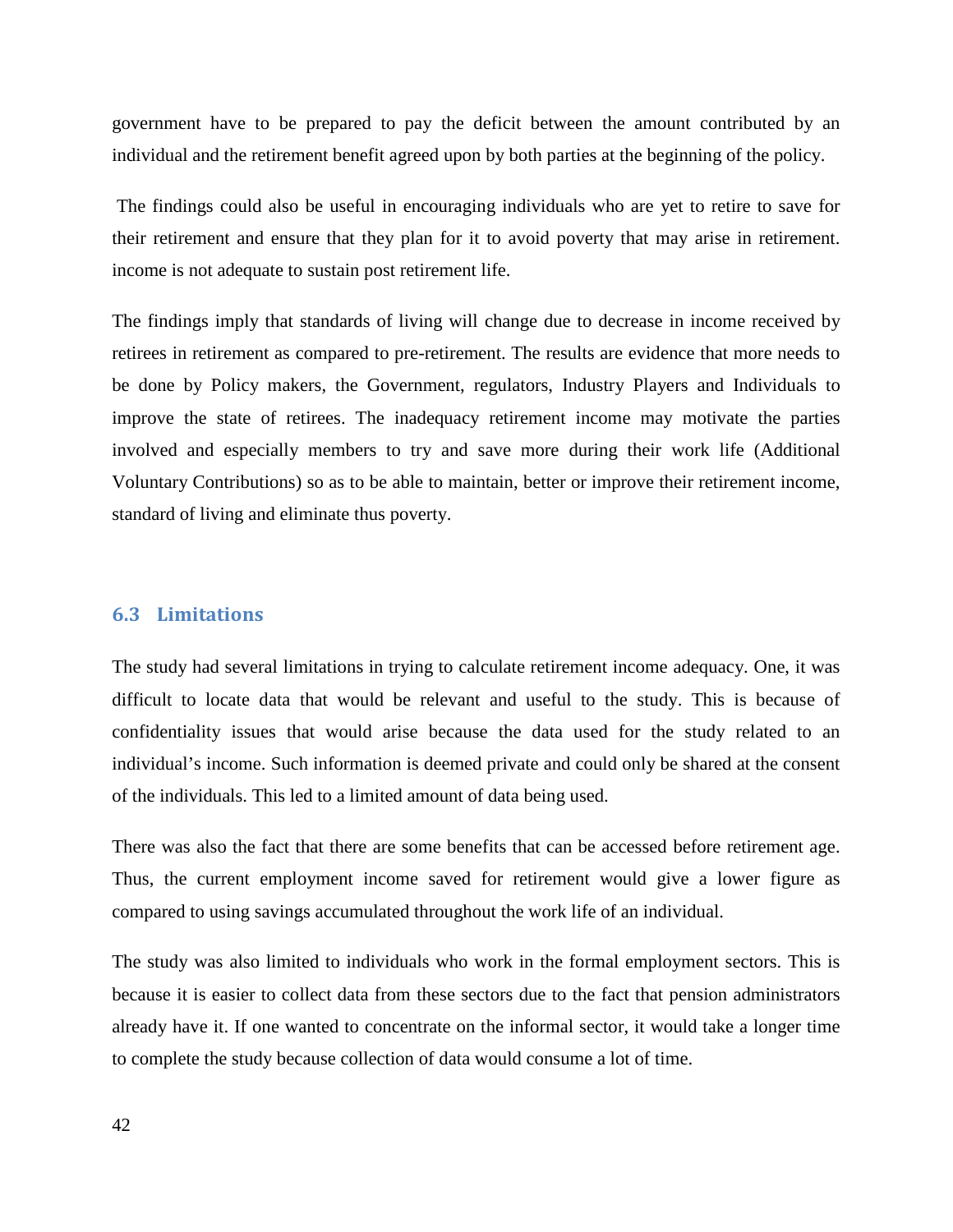government have to be prepared to pay the deficit between the amount contributed by an individual and the retirement benefit agreed upon by both parties at the beginning of the policy.

The findings could also be useful in encouraging individuals who are yet to retire to save for their retirement and ensure that they plan for it to avoid poverty that may arise in retirement. income is not adequate to sustain post retirement life.

The findings imply that standards of living will change due to decrease in income received by retirees in retirement as compared to pre-retirement. The results are evidence that more needs to be done by Policy makers, the Government, regulators, Industry Players and Individuals to improve the state of retirees. The inadequacy retirement income may motivate the parties involved and especially members to try and save more during their work life (Additional Voluntary Contributions) so as to be able to maintain, better or improve their retirement income, standard of living and eliminate thus poverty.

## 6.3 Limitations

The study had several limitations in trying to calculate retirement income adequacy. One, it was difficult to locate data that would be relevant and useful to the study. This is because of confidentiality issues that would arise because the data used for the study related to an individual's income. Such information is deemed private and could only be shared at the consent of the individuals. This led to a limited amount of data being used.

There was also the fact that there are some benefits that can be accessed before retirement age. Thus, the current employment income saved for retirement would give a lower figure as compared to using savings accumulated throughout the work life of an individual.

The study was also limited to individuals who work in the formal employment sectors. This is because it is easier to collect data from these sectors due to the fact that pension administrators already have it. If one wanted to concentrate on the informal sector, it would take a longer time to complete the study because collection of data would consume a lot of time.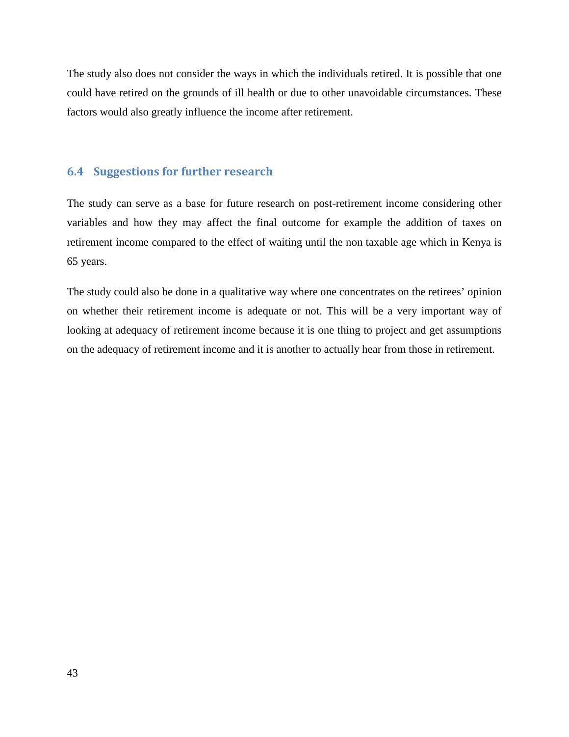The study also does not consider the ways in which the individuals retired. It is possible that one could have retired on the grounds of ill health or due to other unavoidable circumstances. These factors would also greatly influence the income after retirement.

## 6.4 Suggestions for further research

The study can serve as a base for future research on post-retirement income considering other variables and how they may affect the final outcome for example the addition of taxes on retirement income compared to the effect of waiting until the non taxable age which in Kenya is 65 years.

The study could also be done in a qualitative way where one concentrates on the retirees' opinion on whether their retirement income is adequate or not. This will be a very important way of looking at adequacy of retirement income because it is one thing to project and get assumptions on the adequacy of retirement income and it is another to actually hear from those in retirement.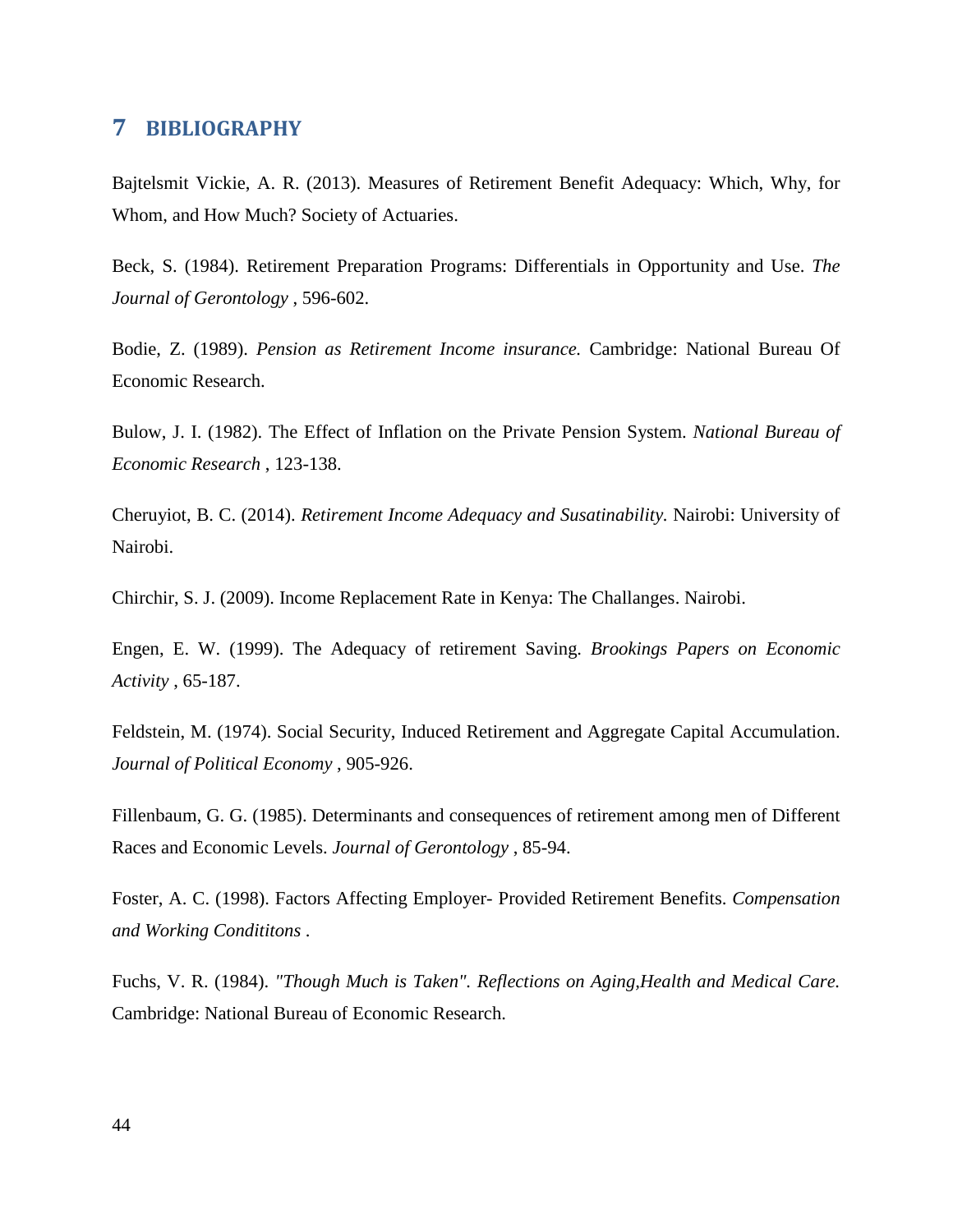# 7 BIBLIOGRAPHY

Bajtelsmit Vickie, A. R. (2013). Measures of Retirement Benefit Adequacy: Which, Why, for Whom, and How Much? Society of Actuaries.

Beck, S. (1984). Retirement Preparation Programs: Differentials in Opportunity and Use. *The Journal of Gerontology* , 596-602.

Bodie, Z. (1989). *Pension as Retirement Income insurance.* Cambridge: National Bureau Of Economic Research.

Bulow, J. I. (1982). The Effect of Inflation on the Private Pension System. *National Bureau of Economic Research* , 123-138.

Cheruyiot, B. C. (2014). *Retirement Income Adequacy and Susatinability.* Nairobi: University of Nairobi.

Chirchir, S. J. (2009). Income Replacement Rate in Kenya: The Challanges. Nairobi.

Engen, E. W. (1999). The Adequacy of retirement Saving. *Brookings Papers on Economic Activity* , 65-187.

Feldstein, M. (1974). Social Security, Induced Retirement and Aggregate Capital Accumulation. *Journal of Political Economy* , 905-926.

Fillenbaum, G. G. (1985). Determinants and consequences of retirement among men of Different Races and Economic Levels. *Journal of Gerontology* , 85-94.

Foster, A. C. (1998). Factors Affecting Employer- Provided Retirement Benefits. *Compensation and Working Condititons* .

Fuchs, V. R. (1984). *"Though Much is Taken". Reflections on Aging,Health and Medical Care.* Cambridge: National Bureau of Economic Research.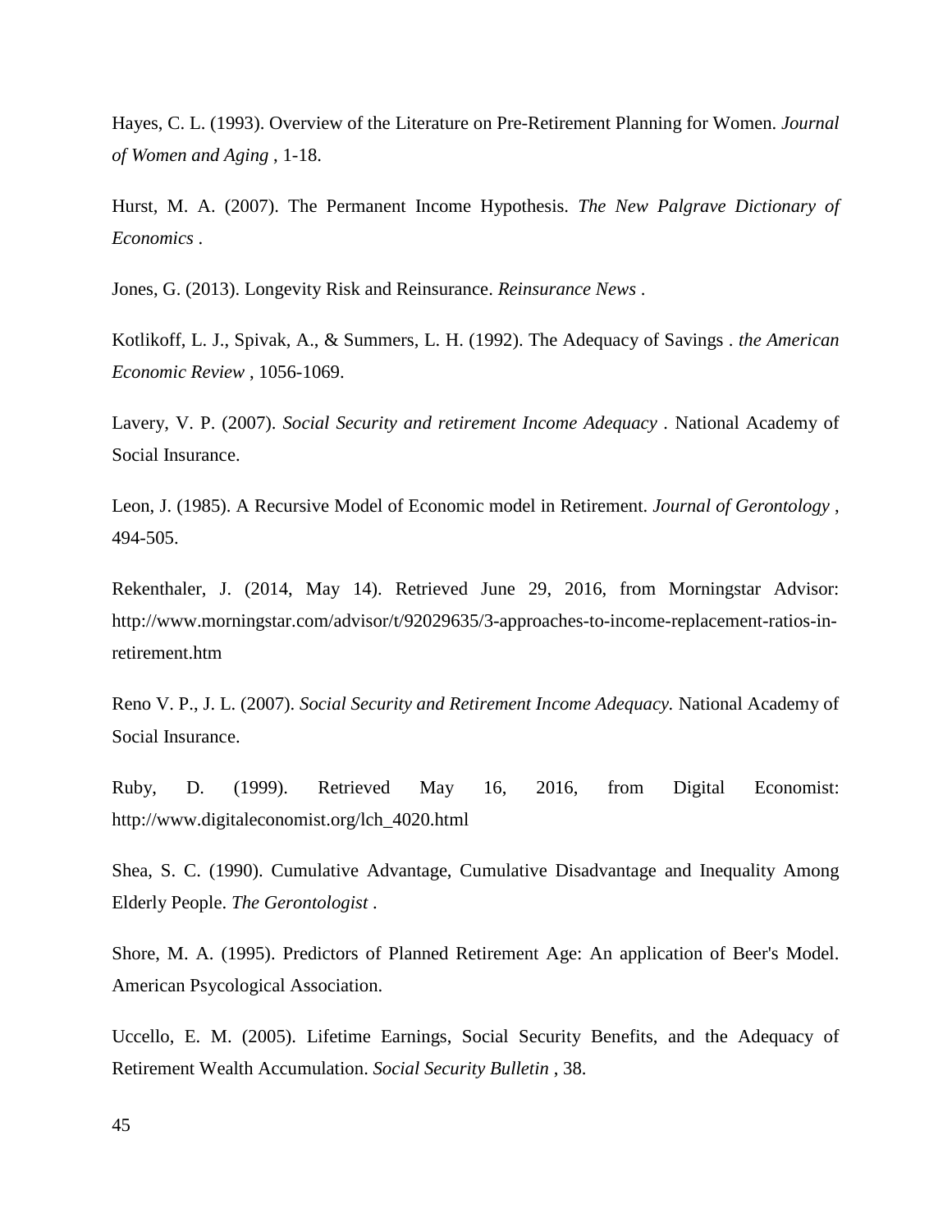Hayes, C. L. (1993). Overview of the Literature on Pre-Retirement Planning for Women. *Journal of Women and Aging* , 1-18.

Hurst, M. A. (2007). The Permanent Income Hypothesis. *The New Palgrave Dictionary of Economics* .

Jones, G. (2013). Longevity Risk and Reinsurance. *Reinsurance News* .

Kotlikoff, L. J., Spivak, A., & Summers, L. H. (1992). The Adequacy of Savings . *the American Economic Review* , 1056-1069.

Lavery, V. P. (2007). *Social Security and retirement Income Adequacy* . National Academy of Social Insurance.

Leon, J. (1985). A Recursive Model of Economic model in Retirement. *Journal of Gerontology* , 494-505.

Rekenthaler, J. (2014, May 14). Retrieved June 29, 2016, from Morningstar Advisor: http://www.morningstar.com/advisor/t/92029635/3-approaches-to-income-replacement-ratios-in-retirement.htm

Reno V. P., J. L. (2007). *Social Security and Retirement Income Adequacy.* National Academy of Social Insurance.

Ruby, D. (1999). Retrieved May 16, 2016, from Digital Economist: http://www.digitaleconomist.org/lch_4020.html

Shea, S. C. (1990). Cumulative Advantage, Cumulative Disadvantage and Inequality Among Elderly People. *The Gerontologist* .

Shore, M. A. (1995). Predictors of Planned Retirement Age: An application of Beer's Model. American Psycological Association.

Uccello, E. M. (2005). Lifetime Earnings, Social Security Benefits, and the Adequacy of Retirement Wealth Accumulation. *Social Security Bulletin* , 38.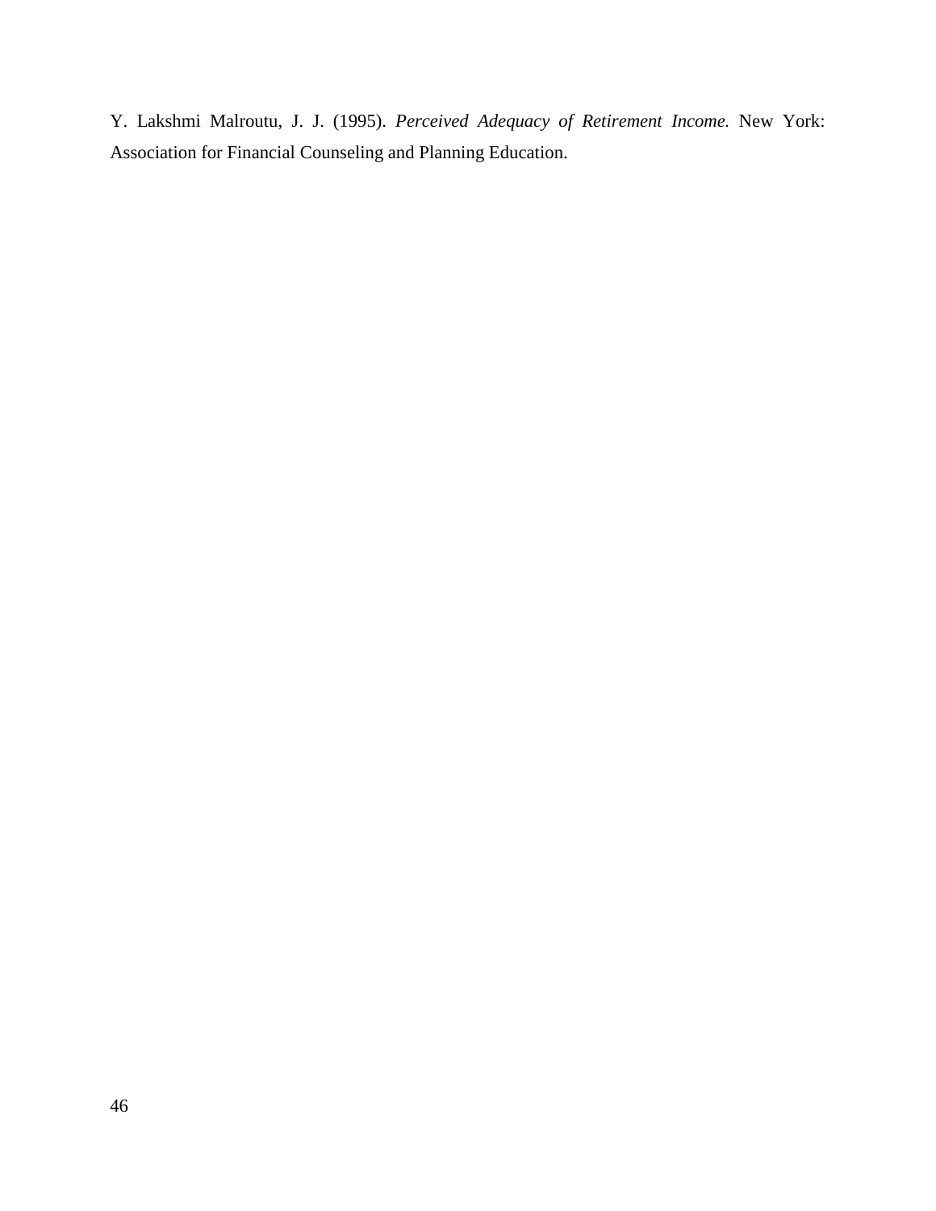Y. Lakshmi Malroutu, J. J. (1995). *Perceived Adequacy of Retirement Income.* New York: Association for Financial Counseling and Planning Education.